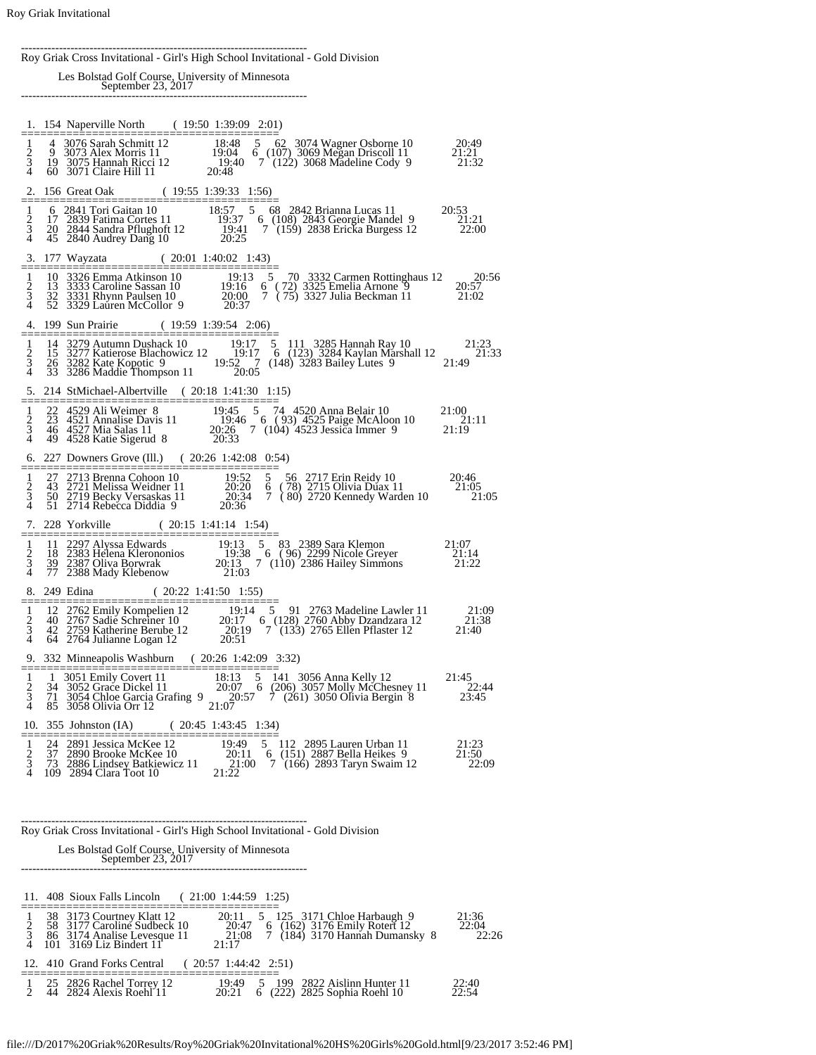# Roy Griak Cross Invitational - Girl's High School Invitational - Gold Division

Les Bolstad Golf Course, University of Minnesota
September 23, 2017

---

1. 154 Naperville North ( 19:50 1:39:09 2:01)

```
 1    4  3076 Sarah Schmitt 12          18:48   5   62  3074 Wagner Osborne 10       20:49
 2    9  3073 Alex Morris 11            19:04   6 (107) 3069 Megan Driscoll 11       21:21
 3   19  3075 Hannah Ricci 12           19:40   7 (122) 3068 Madeline Cody 9         21:32
 4   60  3071 Claire Hill 11            20:48
```

2. 156 Great Oak ( 19:55 1:39:33 1:56)

```
 1    6  2841 Tori Gaitan 10            18:57   5   68  2842 Brianna Lucas 11        20:53
 2   17  2839 Fatima Cortes 11          19:37   6 (108) 2843 Georgie Mandel 9        21:21
 3   20  2844 Sandra Pflughoft 12       19:41   7 (159) 2838 Ericka Burgess 12       22:00
 4   45  2840 Audrey Dang 10            20:25
```

3. 177 Wayzata ( 20:01 1:40:02 1:43)

```
 1   10  3326 Emma Atkinson 10          19:13   5   70  3332 Carmen Rottinghaus 12   20:56
 2   13  3333 Caroline Sassan 10        19:16   6 ( 72) 3325 Emelia Arnone 9         20:57
 3   32  3331 Rhynn Paulsen 10          20:00   7 ( 75) 3327 Julia Beckman 11        21:02
 4   52  3329 Lauren McCollor 9         20:37
```

4. 199 Sun Prairie ( 19:59 1:39:54 2:06)

```
 1   14  3279 Autumn Dushack 10         19:17   5  111  3285 Hannah Ray 10           21:23
 2   15  3277 Katierose Blachowicz 12   19:17   6 (123) 3284 Kaylan Marshall 12      21:33
 3   26  3282 Kate Kopotic 9            19:52   7 (148) 3283 Bailey Lutes 9          21:49
 4   33  3286 Maddie Thompson 11        20:05
```

5. 214 StMichael-Albertville ( 20:18 1:41:30 1:15)

```
 1   22  4529 Ali Weimer 8              19:45   5   74  4520 Anna Belair 10          21:00
 2   23  4521 Annalise Davis 11         19:46   6 ( 93) 4525 Paige McAloon 10        21:11
 3   46  4527 Mia Salas 11              20:26   7 (104) 4523 Jessica Immer 9         21:19
 4   49  4528 Katie Sigerud 8           20:33
```

6. 227 Downers Grove (Ill.) ( 20:26 1:42:08 0:54)

```
 1   27  2713 Brenna Cohoon 10          19:52   5   56  2717 Erin Reidy 10           20:46
 2   43  2721 Melissa Weidner 11        20:20   6 ( 78) 2715 Olivia Duax 11          21:05
 3   50  2719 Becky Versaskas 11        20:34   7 ( 80) 2720 Kennedy Warden 10       21:05
 4   51  2714 Rebecca Diddia 9          20:36
```

7. 228 Yorkville ( 20:15 1:41:14 1:54)

```
 1   11  2297 Alyssa Edwards            19:13   5   83  2389 Sara Klemon             21:07
 2   18  2383 Helena Kleronomos         19:38   6 ( 96) 2299 Nicole Greyer           21:14
 3   39  2387 Oliva Borwrak             20:13   7 (110) 2386 Hailey Simmons          21:22
 4   77  2388 Mady Klebenow             21:03
```

8. 249 Edina ( 20:22 1:41:50 1:55)

```
 1   12  2762 Emily Kompelien 12        19:14   5   91  2763 Madeline Lawler 11      21:09
 2   40  2767 Sadie Schreiner 10        20:17   6 (128) 2760 Abby Dzandzara 12       21:38
 3   42  2759 Katherine Berube 12       20:19   7 (133) 2765 Ellen Pflaster 12       21:40
 4   64  2764 Julianne Logan 12         20:51
```

9. 332 Minneapolis Washburn ( 20:26 1:42:09 3:32)

```
 1    1  3051 Emily Covert 11           18:13   5  141  3056 Anna Kelly 12           21:45
 2   34  3052 Grace Dickel 11           20:07   6 (206) 3057 Molly McChesney 11      22:44
 3   71  3054 Chloe Garcia Grafing 9    20:57   7 (261) 3050 Olivia Bergin 8         23:45
 4   85  3058 Olivia Orr 12             21:07
```

10. 355 Johnston (IA) ( 20:45 1:43:45 1:34)

```
 1   24  2891 Jessica McKee 12          19:49   5  112  2895 Lauren Urban 11         21:23
 2   37  2890 Brooke McKee 10           20:11   6 (151) 2887 Bella Heikes 9          21:50
 3   73  2886 Lindsey Batkiewicz 11     21:00   7 (166) 2893 Taryn Swaim 12          22:09
 4  109  2894 Clara Toot 10             21:22
```

---

# Roy Griak Cross Invitational - Girl's High School Invitational - Gold Division

Les Bolstad Golf Course, University of Minnesota
September 23, 2017

---

11. 408 Sioux Falls Lincoln ( 21:00 1:44:59 1:25)

```
 1   38  3173 Courtney Klatt 12         20:11   5  125  3171 Chloe Harbaugh 9        21:36
 2   58  3177 Caroline Sudbeck 10       20:47   6 (162) 3176 Emily Rotert 12         22:04
 3   86  3174 Analise Levesque 11       21:08   7 (184) 3170 Hannah Dumansky 8       22:26
 4  101  3169 Liz Bindert 11            21:17
```

12. 410 Grand Forks Central ( 20:57 1:44:42 2:51)

```
 1   25  2826 Rachel Torrey 12          19:49   5  199  2822 Aislinn Hunter 11       22:40
 2   44  2824 Alexis Roehl 11           20:21   6 (222) 2825 Sophia Roehl 10         22:54
```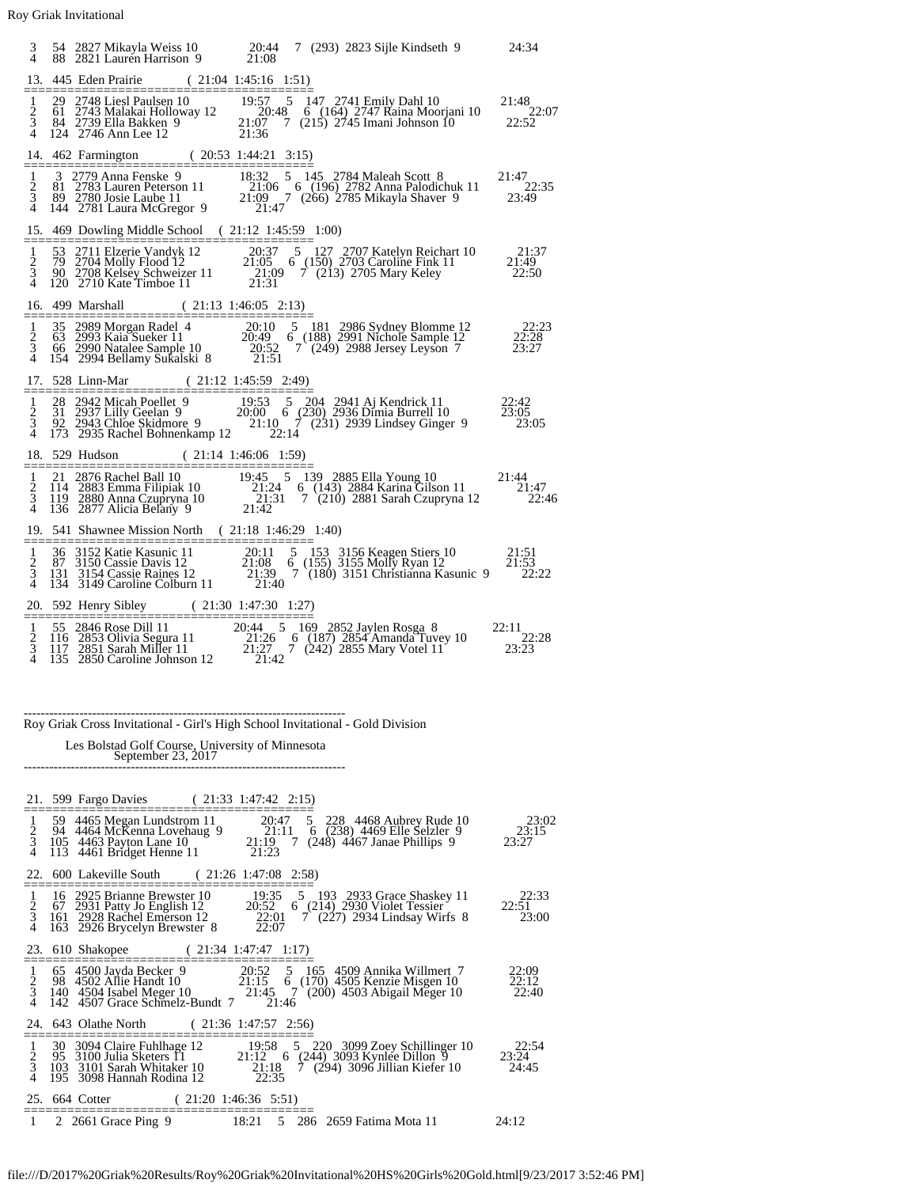```
  3   54  2827 Mikayla Weiss 10           20:44    7  (293)  2823 Sijle Kindseth  9           24:34
  4   88  2821 Lauren Harrison  9         21:08

 13.  445  Eden Prairie          ( 21:04  1:45:16   1:51)
========================================
  1   29  2748 Liesl Paulsen 10           19:57    5   147  2741 Emily Dahl 10             21:48
  2   61  2743 Malakai Holloway 12        20:48    6  (164)  2747 Raina Moorjani 10         22:07
  3   84  2739 Ella Bakken  9             21:07    7  (215)  2745 Imani Johnson 10          22:52
  4  124  2746 Ann Lee 12                 21:36

 14.  462  Farmington            ( 20:53  1:44:21   3:15)
========================================
  1    3  2779 Anna Fenske  9             18:32    5   145  2784 Maleah Scott  8            21:47
  2   81  2783 Lauren Peterson 11         21:06    6  (196)  2782 Anna Palodichuk 11        22:35
  3   89  2780 Josie Laube 11             21:09    7  (266)  2785 Mikayla Shaver  9         23:49
  4  144  2781 Laura McGregor  9          21:47

 15.  469  Dowling Middle School  ( 21:12  1:45:59   1:00)
========================================
  1   53  2711 Elzerie Vandyk 12          20:37    5   127  2707 Katelyn Reichart 10        21:37
  2   79  2704 Molly Flood 12             21:05    6  (150)  2703 Caroline Fink 11          21:49
  3   90  2708 Kelsey Schweizer 11        21:09    7  (213)  2705 Mary Keley                22:50
  4  120  2710 Kate Timboe 11             21:31

 16.  499  Marshall              ( 21:13  1:46:05   2:13)
========================================
  1   35  2989 Morgan Radel  4            20:10    5   181  2986 Sydney Blomme 12           22:23
  2   63  2993 Kaia Sueker 11             20:49    6  (188)  2991 Nichole Sample 12         22:28
  3   66  2990 Natalee Sample 10          20:52    7  (249)  2988 Jersey Leyson  7          23:27
  4  154  2994 Bellamy Sukalski  8        21:51

 17.  528  Linn-Mar              ( 21:12  1:45:59   2:49)
========================================
  1   28  2942 Micah Poellet  9           19:53    5   204  2941 Aj Kendrick 11             22:42
  2   31  2937 Lilly Geelan  9            20:00    6  (230)  2936 Dimia Burrell 10          23:05
  3   92  2943 Chloe Skidmore  9          21:10    7  (231)  2939 Lindsey Ginger  9         23:05
  4  173  2935 Rachel Bohnenkamp 12       22:14

 18.  529  Hudson                ( 21:14  1:46:06   1:59)
========================================
  1   21  2876 Rachel Ball 10             19:45    5   139  2885 Ella Young 10              21:44
  2  114  2883 Emma Filipiak 10           21:24    6  (143)  2884 Karina Gilson 11          21:47
  3  119  2880 Anna Czupryna 10           21:31    7  (210)  2881 Sarah Czupryna 12         22:46
  4  136  2877 Alicia Belany  9           21:42

 19.  541  Shawnee Mission North  ( 21:18  1:46:29   1:40)
========================================
  1   36  3152 Katie Kasunic 11           20:11    5   153  3156 Keagen Stiers 10           21:51
  2   87  3150 Cassie Davis 12            21:08    6  (155)  3155 Molly Ryan 12             21:53
  3  131  3154 Cassie Raines 12           21:39    7  (180)  3151 Christianna Kasunic  9    22:22
  4  134  3149 Caroline Colburn 11        21:40

 20.  592  Henry Sibley          ( 21:30  1:47:30   1:27)
========================================
  1   55  2846 Rose Dill 11               20:44    5   169  2852 Jaylen Rosga  8            22:11
  2  116  2853 Olivia Segura 11           21:26    6  (187)  2854 Amanda Tuvey 10           22:28
  3  117  2851 Sarah Miller 11            21:27    7  (242)  2855 Mary Votel 11             23:23
  4  135  2850 Caroline Johnson 12        21:42
```

---

Roy Griak Cross Invitational - Girl's High School Invitational - Gold Division

Les Bolstad Golf Course, University of Minnesota
September 23, 2017

---

```
 21.  599  Fargo Davies          ( 21:33  1:47:42   2:15)
========================================
  1   59  4465 Megan Lundstrom 11         20:47    5   228  4468 Aubrey Rude 10             23:02
  2   94  4464 McKenna Lovehaug  9        21:11    6  (238)  4469 Elle Selzler  9           23:15
  3  105  4463 Payton Lane 10             21:19    7  (248)  4467 Janae Phillips  9         23:27
  4  113  4461 Bridget Henne 11           21:23

 22.  600  Lakeville South       ( 21:26  1:47:08   2:58)
========================================
  1   16  2925 Brianne Brewster 10        19:35    5   193  2933 Grace Shaskey 11           22:33
  2   67  2931 Patty Jo English 12        20:52    6  (214)  2930 Violet Tessier            22:51
  3  161  2928 Rachel Emerson 12          22:01    7  (227)  2934 Lindsay Wirfs  8          23:00
  4  163  2926 Brycelyn Brewster  8       22:07

 23.  610  Shakopee              ( 21:34  1:47:47   1:17)
========================================
  1   65  4500 Jayda Becker  9            20:52    5   165  4509 Annika Willmert  7         22:09
  2   98  4502 Allie Handt 10             21:15    6  (170)  4505 Kenzie Misgen 10          22:12
  3  140  4504 Isabel Meger 10            21:45    7  (200)  4503 Abigail Meger 10          22:40
  4  142  4507 Grace Schmelz-Bundt  7     21:46

 24.  643  Olathe North          ( 21:36  1:47:57   2:56)
========================================
  1   30  3094 Claire Fuhlhage 12         19:58    5   220  3099 Zoey Schillinger 10        22:54
  2   95  3100 Julia Sketers 11           21:12    6  (244)  3093 Kynlee Dillon  9          23:24
  3  103  3101 Sarah Whitaker 10          21:18    7  (294)  3096 Jillian Kiefer 10         24:45
  4  195  3098 Hannah Rodina 12           22:35

 25.  664  Cotter                ( 21:20  1:46:36   5:51)
========================================
  1    2  2661 Grace Ping  9              18:21    5   286  2659 Fatima Mota 11             24:12
```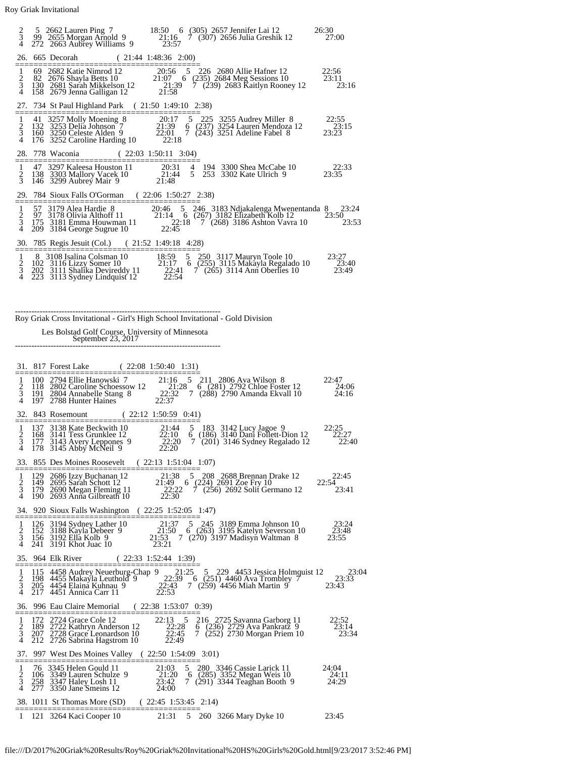```
  2     5  2662 Lauren Ping  7              18:50    6  (305)  2657 Jennifer Lai 12              26:30
  3    99  2655 Morgan Arnold  9            21:16    7  (307)  2656 Julia Greshik 12             27:00
  4   272  2663 Aubrey Williams  9          23:57

 26.  665  Decorah          ( 21:44  1:48:36  2:00)
=======================================
  1    69  2682 Katie Nimrod 12             20:56    5   226  2680 Allie Hafner 12               22:56
  2    82  2676 Shayla Betts 10             21:07    6  (235)  2684 Meg Sessions 10              23:11
  3   130  2681 Sarah Mikkelson 12          21:39    7  (239)  2683 Kaitlyn Rooney 12            23:16
  4   158  2679 Jenna Galligan 12           21:58

 27.  734  St Paul Highland Park   ( 21:50  1:49:10  2:38)
=======================================
  1    41  3257 Molly Moening  8            20:17    5   225  3255 Audrey Miller  8              22:55
  2   132  3253 Delia Johnson  7            21:39    6  (237)  3254 Lauren Mendoza 12            23:15
  3   160  3250 Celeste Alden  9            22:01    7  (243)  3251 Adeline Fabel  8             23:23
  4   176  3252 Caroline Harding 10         22:18

 28.  778  Waconia          ( 22:03  1:50:11  3:04)
=======================================
  1    47  3297 Kaleesa Houston 11          20:31    4   194  3300 Shea McCabe 10                22:33
  2   138  3303 Mallory Vacek 10            21:44    5   253  3302 Kate Ulrich  9                23:35
  3   146  3299 Aubrey Mair  9              21:48

 29.  784  Sioux Falls O'Gorman    ( 22:06  1:50:27  2:38)
=======================================
  1    57  3179 Alea Hardie  8              20:46    5   246  3183 Ndjakalenga Mwenentanda  8    23:24
  2    97  3178 Olivia Althoff 11           21:14    6  (267)  3182 Elizabeth Kolb 12            23:50
  3   175  3181 Emma Houwman 11             22:18    7  (268)  3186 Ashton Vavra 10              23:53
  4   209  3184 George Sugrue 10            22:45

 30.  785  Regis Jesuit (Col.)     ( 21:52  1:49:18  4:28)
=======================================
  1     8  3108 Isalina Colsman 10          18:59    5   250  3117 Mauryn Toole 10               23:27
  2   102  3116 Lizzy Somer 10              21:17    6  (255)  3115 Makayla Regalado 10          23:40
  3   202  3111 Shalika Devireddy 11        22:41    7  (265)  3114 Ann Oberlies 10              23:49
  4   223  3113 Sydney Lindquist 12         22:54
```

---

Roy Griak Cross Invitational - Girl's High School Invitational - Gold Division

Les Bolstad Golf Course, University of Minnesota
September 23, 2017

---

```
 31.  817  Forest Lake      ( 22:08  1:50:40  1:31)
=======================================
  1   100  2794 Ellie Hanowski  7           21:16    5   211  2806 Ava Wilson  8                 22:47
  2   118  2802 Caroline Schoessow 12       21:28    6  (281)  2792 Chloe Foster 12              24:06
  3   191  2804 Annabelle Stang  8          22:32    7  (288)  2790 Amanda Ekvall 10             24:16
  4   197  2788 Hunter Haines               22:37

 32.  843  Rosemount        ( 22:12  1:50:59  0:41)
=======================================
  1   137  3138 Kate Beckwith 10            21:44    5   183  3142 Lucy Jagoe  9                 22:25
  2   168  3141 Tess Grunklee 12            22:10    6  (186)  3140 Dani Follett-Dion 12         22:27
  3   177  3143 Avery Leppones  9           22:20    7  (201)  3146 Sydney Regalado 12           22:40
  4   178  3145 Abby McNeil  9              22:20

 33.  855  Des Moines Roosevelt    ( 22:13  1:51:04  1:07)
=======================================
  1   129  2686 Izzy Buchanan 12            21:38    5   208  2688 Brennan Drake 12              22:45
  2   149  2695 Sarah Schott 12             21:49    6  (224)  2691 Zoe Fry 10                   22:54
  3   179  2690 Megan Fleming 11            22:22    7  (256)  2692 Solit Germano 12             23:41
  4   190  2693 Anna Gilbreath 10           22:30

 34.  920  Sioux Falls Washington  ( 22:25  1:52:05  1:47)
=======================================
  1   126  3194 Sydney Lather 10            21:37    5   245  3189 Emma Johnson 10               23:24
  2   152  3188 Kayla Debeer  9             21:50    6  (263)  3195 Katelyn Severson 10          23:48
  3   156  3192 Ella Kolb  9                21:53    7  (270)  3197 Madisyn Waltman  8           23:55
  4   241  3191 Khot Juac 10                23:21

 35.  964  Elk River        ( 22:33  1:52:44  1:39)
=======================================
  1   115  4458 Audrey Neuerburg-Chap  9    21:25    5   229  4453 Jessica Holmquist 12          23:04
  2   198  4455 Makayla Leuthold  9         22:39    6  (251)  4460 Ava Trombley  7              23:33
  3   205  4454 Elaina Kuhnau  9            22:43    7  (259)  4456 Miah Martin  9               23:43
  4   217  4451 Annica Carr 11              22:53

 36.  996  Eau Claire Memorial     ( 22:38  1:53:07  0:39)
=======================================
  1   172  2724 Grace Cole 12               22:13    5   216  2725 Savanna Garborg 11            22:52
  2   189  2722 Kathryn Anderson 12         22:28    6  (236)  2729 Ava Pankratz  9              23:14
  3   207  2728 Grace Leonardson 10         22:45    7  (252)  2730 Morgan Priem 10              23:34
  4   212  2726 Sabrina Hagstrom 10         22:49

 37.  997  West Des Moines Valley  ( 22:50  1:54:09  3:01)
=======================================
  1    76  3345 Helen Gould 11              21:03    5   280  3346 Cassie Larick 11              24:04
  2   106  3349 Lauren Schulze  9           21:20    6  (285)  3352 Megan Weis 10                24:11
  3   258  3347 Haley Losh 11               23:42    7  (291)  3344 Teaghan Booth  9             24:29
  4   277  3350 Jane Smeins 12              24:00

 38. 1011  St Thomas More (SD)     ( 22:45  1:53:45  2:14)
=======================================
  1   121  3264 Kaci Cooper 10              21:31    5   260  3266 Mary Dyke 10                  23:45
```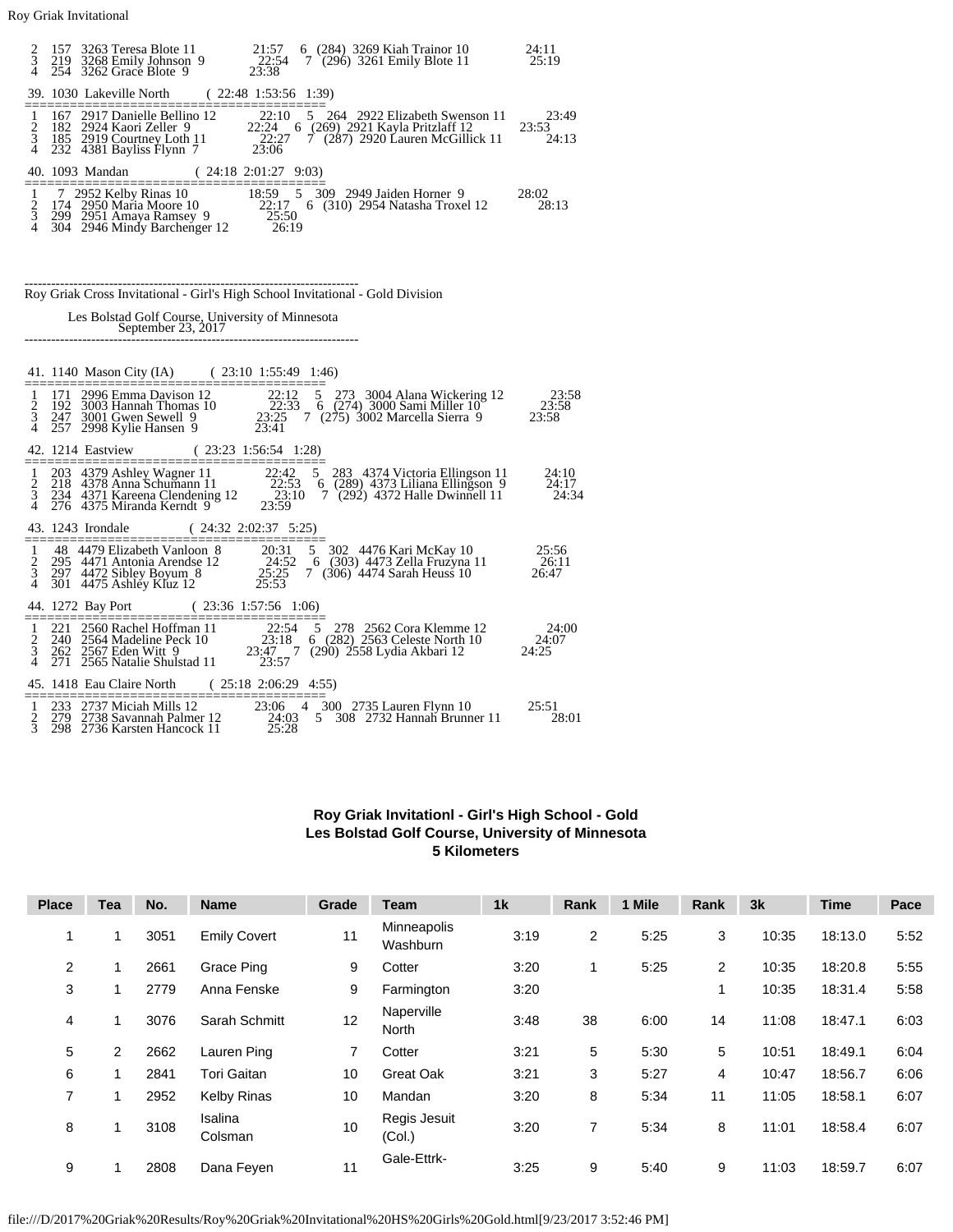```
 2   157  3263 Teresa Blote 11          21:57    6  (284) 3269 Kiah Trainor 10           24:11
 3   219  3268 Emily Johnson 9          22:54    7  (296) 3261 Emily Blote 11            25:19
 4   254  3262 Grace Blote 9            23:38

39. 1030 Lakeville North        ( 22:48 1:53:56  1:39)
=========================================
 1   167  2917 Danielle Bellino 12      22:10    5   264  2922 Elizabeth Swenson 11      23:49
 2   182  2924 Kaori Zeller 9           22:24    6  (269) 2921 Kayla Pritzlaff 12        23:53
 3   185  2919 Courtney Loth 11         22:27    7  (287) 2920 Lauren McGillick 11       24:13
 4   232  4381 Bayliss Flynn 7          23:06

40. 1093 Mandan                 ( 24:18 2:01:27  9:03)
=========================================
 1     7  2952 Kelby Rinas 10           18:59    5   309  2949 Jaiden Horner 9           28:02
 2   174  2950 Maria Moore 10           22:17    6  (310) 2954 Natasha Troxel 12         28:13
 3   299  2951 Amaya Ramsey 9           25:50
 4   304  2946 Mindy Barchenger 12      26:19
```

---

Roy Griak Cross Invitational - Girl's High School Invitational - Gold Division

Les Bolstad Golf Course, University of Minnesota
September 23, 2017

---

```
41. 1140 Mason City (IA)        ( 23:10 1:55:49  1:46)
=========================================
 1   171  2996 Emma Davison 12          22:12    5   273  3004 Alana Wickering 12        23:58
 2   192  3003 Hannah Thomas 10         22:33    6  (274) 3000 Sami Miller 10            23:58
 3   247  3001 Gwen Sewell 9            23:25    7  (275) 3002 Marcella Sierra 9         23:58
 4   257  2998 Kylie Hansen 9           23:41

42. 1214 Eastview               ( 23:23 1:56:54  1:28)
=========================================
 1   203  4379 Ashley Wagner 11         22:42    5   283  4374 Victoria Ellingson 11     24:10
 2   218  4378 Anna Schumann 11         22:53    6  (289) 4373 Liliana Ellingson 9       24:17
 3   234  4371 Kareena Clendening 12    23:10    7  (292) 4372 Halle Dwinnell 11         24:34
 4   276  4375 Miranda Kerndt 9         23:59

43. 1243 Irondale               ( 24:32 2:02:37  5:25)
=========================================
 1    48  4479 Elizabeth Vanloon 8      20:31    5   302  4476 Kari McKay 10             25:56
 2   295  4471 Antonia Arendse 12       24:52    6  (303) 4473 Zella Fruzyna 11          26:11
 3   297  4472 Sibley Boyum 8           25:25    7  (306) 4474 Sarah Heuss 10            26:47
 4   301  4475 Ashley Kluz 12           25:53

44. 1272 Bay Port               ( 23:36 1:57:56  1:06)
=========================================
 1   221  2560 Rachel Hoffman 11        22:54    5   278  2562 Cora Klemme 12            24:00
 2   240  2564 Madeline Peck 10         23:18    6  (282) 2563 Celeste North 10          24:07
 3   262  2567 Eden Witt 9              23:47    7  (290) 2558 Lydia Akbari 12           24:25
 4   271  2565 Natalie Shulstad 11      23:57

45. 1418 Eau Claire North       ( 25:18 2:06:29  4:55)
=========================================
 1   233  2737 Miciah Mills 12          23:06    4   300  2735 Lauren Flynn 10           25:51
 2   279  2738 Savannah Palmer 12       24:03    5   308  2732 Hannah Brunner 11         28:01
 3   298  2736 Karsten Hancock 11       25:28
```

**Roy Griak Invitationl - Girl's High School - Gold**
**Les Bolstad Golf Course, University of Minnesota**
**5 Kilometers**

| Place | Tea | No. | Name | Grade | Team | 1k | Rank | 1 Mile | Rank | 3k | Time | Pace |
|---|---|---|---|---|---|---|---|---|---|---|---|---|
| 1 | 1 | 3051 | Emily Covert | 11 | Minneapolis Washburn | 3:19 | 2 | 5:25 | 3 | 10:35 | 18:13.0 | 5:52 |
| 2 | 1 | 2661 | Grace Ping | 9 | Cotter | 3:20 | 1 | 5:25 | 2 | 10:35 | 18:20.8 | 5:55 |
| 3 | 1 | 2779 | Anna Fenske | 9 | Farmington | 3:20 | | | 1 | 10:35 | 18:31.4 | 5:58 |
| 4 | 1 | 3076 | Sarah Schmitt | 12 | Naperville North | 3:48 | 38 | 6:00 | 14 | 11:08 | 18:47.1 | 6:03 |
| 5 | 2 | 2662 | Lauren Ping | 7 | Cotter | 3:21 | 5 | 5:30 | 5 | 10:51 | 18:49.1 | 6:04 |
| 6 | 1 | 2841 | Tori Gaitan | 10 | Great Oak | 3:21 | 3 | 5:27 | 4 | 10:47 | 18:56.7 | 6:06 |
| 7 | 1 | 2952 | Kelby Rinas | 10 | Mandan | 3:20 | 8 | 5:34 | 11 | 11:05 | 18:58.1 | 6:07 |
| 8 | 1 | 3108 | Isalina Colsman | 10 | Regis Jesuit (Col.) | 3:20 | 7 | 5:34 | 8 | 11:01 | 18:58.4 | 6:07 |
| 9 | 1 | 2808 | Dana Feyen | 11 | Gale-Ettrk- | 3:25 | 9 | 5:40 | 9 | 11:03 | 18:59.7 | 6:07 |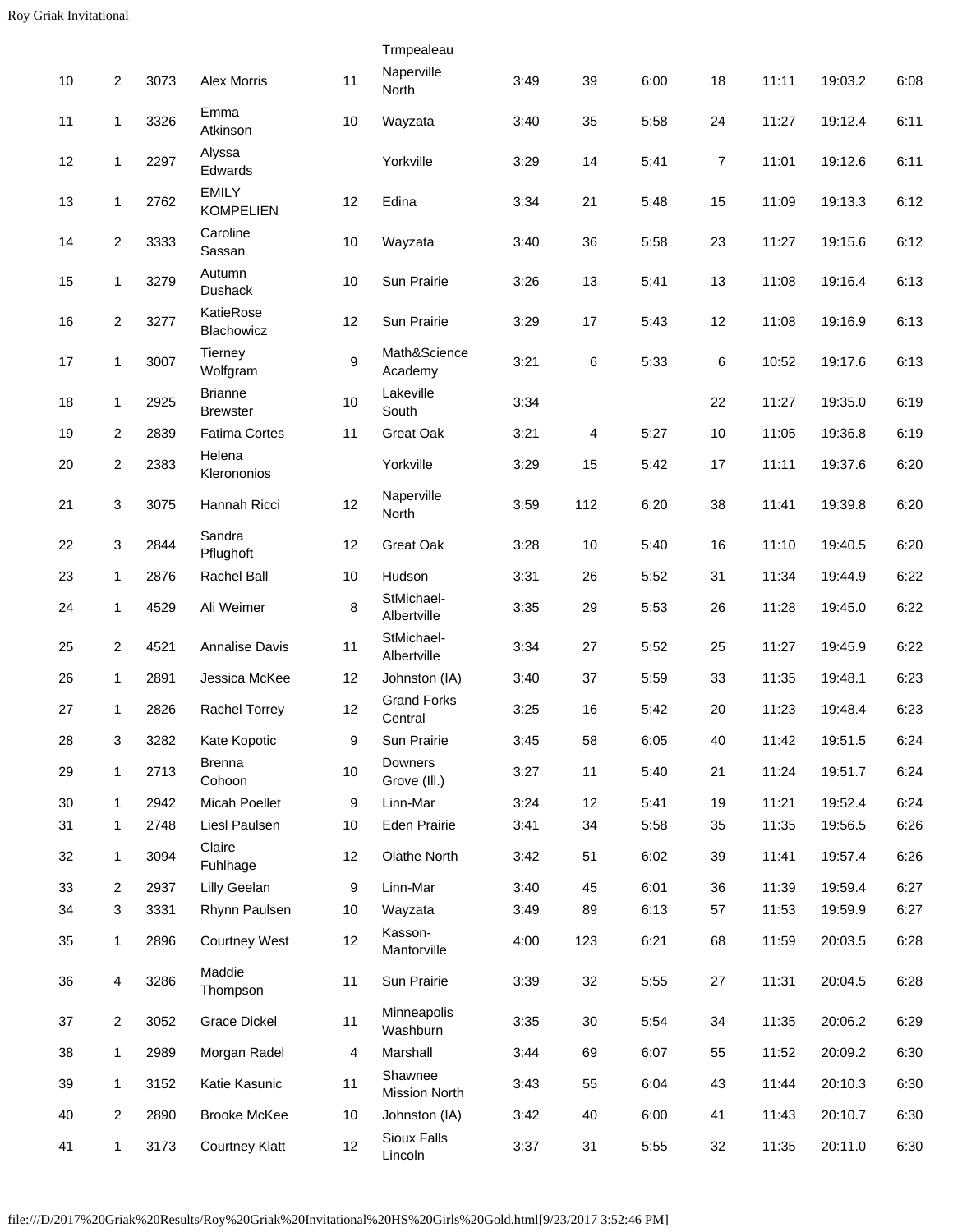| | | | | | Trmpealeau | | | | | | | |
|---|---|---|---|---|---|---|---|---|---|---|---|---|
| 10 | 2 | 3073 | Alex Morris | 11 | Naperville North | 3:49 | 39 | 6:00 | 18 | 11:11 | 19:03.2 | 6:08 |
| 11 | 1 | 3326 | Emma Atkinson | 10 | Wayzata | 3:40 | 35 | 5:58 | 24 | 11:27 | 19:12.4 | 6:11 |
| 12 | 1 | 2297 | Alyssa Edwards | | Yorkville | 3:29 | 14 | 5:41 | 7 | 11:01 | 19:12.6 | 6:11 |
| 13 | 1 | 2762 | EMILY KOMPELIEN | 12 | Edina | 3:34 | 21 | 5:48 | 15 | 11:09 | 19:13.3 | 6:12 |
| 14 | 2 | 3333 | Caroline Sassan | 10 | Wayzata | 3:40 | 36 | 5:58 | 23 | 11:27 | 19:15.6 | 6:12 |
| 15 | 1 | 3279 | Autumn Dushack | 10 | Sun Prairie | 3:26 | 13 | 5:41 | 13 | 11:08 | 19:16.4 | 6:13 |
| 16 | 2 | 3277 | KatieRose Blachowicz | 12 | Sun Prairie | 3:29 | 17 | 5:43 | 12 | 11:08 | 19:16.9 | 6:13 |
| 17 | 1 | 3007 | Tierney Wolfgram | 9 | Math&Science Academy | 3:21 | 6 | 5:33 | 6 | 10:52 | 19:17.6 | 6:13 |
| 18 | 1 | 2925 | Brianne Brewster | 10 | Lakeville South | 3:34 | | | 22 | 11:27 | 19:35.0 | 6:19 |
| 19 | 2 | 2839 | Fatima Cortes | 11 | Great Oak | 3:21 | 4 | 5:27 | 10 | 11:05 | 19:36.8 | 6:19 |
| 20 | 2 | 2383 | Helena Klerononios | | Yorkville | 3:29 | 15 | 5:42 | 17 | 11:11 | 19:37.6 | 6:20 |
| 21 | 3 | 3075 | Hannah Ricci | 12 | Naperville North | 3:59 | 112 | 6:20 | 38 | 11:41 | 19:39.8 | 6:20 |
| 22 | 3 | 2844 | Sandra Pflughoft | 12 | Great Oak | 3:28 | 10 | 5:40 | 16 | 11:10 | 19:40.5 | 6:20 |
| 23 | 1 | 2876 | Rachel Ball | 10 | Hudson | 3:31 | 26 | 5:52 | 31 | 11:34 | 19:44.9 | 6:22 |
| 24 | 1 | 4529 | Ali Weimer | 8 | StMichael-Albertville | 3:35 | 29 | 5:53 | 26 | 11:28 | 19:45.0 | 6:22 |
| 25 | 2 | 4521 | Annalise Davis | 11 | StMichael-Albertville | 3:34 | 27 | 5:52 | 25 | 11:27 | 19:45.9 | 6:22 |
| 26 | 1 | 2891 | Jessica McKee | 12 | Johnston (IA) | 3:40 | 37 | 5:59 | 33 | 11:35 | 19:48.1 | 6:23 |
| 27 | 1 | 2826 | Rachel Torrey | 12 | Grand Forks Central | 3:25 | 16 | 5:42 | 20 | 11:23 | 19:48.4 | 6:23 |
| 28 | 3 | 3282 | Kate Kopotic | 9 | Sun Prairie | 3:45 | 58 | 6:05 | 40 | 11:42 | 19:51.5 | 6:24 |
| 29 | 1 | 2713 | Brenna Cohoon | 10 | Downers Grove (Ill.) | 3:27 | 11 | 5:40 | 21 | 11:24 | 19:51.7 | 6:24 |
| 30 | 1 | 2942 | Micah Poellet | 9 | Linn-Mar | 3:24 | 12 | 5:41 | 19 | 11:21 | 19:52.4 | 6:24 |
| 31 | 1 | 2748 | Liesl Paulsen | 10 | Eden Prairie | 3:41 | 34 | 5:58 | 35 | 11:35 | 19:56.5 | 6:26 |
| 32 | 1 | 3094 | Claire Fuhlhage | 12 | Olathe North | 3:42 | 51 | 6:02 | 39 | 11:41 | 19:57.4 | 6:26 |
| 33 | 2 | 2937 | Lilly Geelan | 9 | Linn-Mar | 3:40 | 45 | 6:01 | 36 | 11:39 | 19:59.4 | 6:27 |
| 34 | 3 | 3331 | Rhynn Paulsen | 10 | Wayzata | 3:49 | 89 | 6:13 | 57 | 11:53 | 19:59.9 | 6:27 |
| 35 | 1 | 2896 | Courtney West | 12 | Kasson-Mantorville | 4:00 | 123 | 6:21 | 68 | 11:59 | 20:03.5 | 6:28 |
| 36 | 4 | 3286 | Maddie Thompson | 11 | Sun Prairie | 3:39 | 32 | 5:55 | 27 | 11:31 | 20:04.5 | 6:28 |
| 37 | 2 | 3052 | Grace Dickel | 11 | Minneapolis Washburn | 3:35 | 30 | 5:54 | 34 | 11:35 | 20:06.2 | 6:29 |
| 38 | 1 | 2989 | Morgan Radel | 4 | Marshall | 3:44 | 69 | 6:07 | 55 | 11:52 | 20:09.2 | 6:30 |
| 39 | 1 | 3152 | Katie Kasunic | 11 | Shawnee Mission North | 3:43 | 55 | 6:04 | 43 | 11:44 | 20:10.3 | 6:30 |
| 40 | 2 | 2890 | Brooke McKee | 10 | Johnston (IA) | 3:42 | 40 | 6:00 | 41 | 11:43 | 20:10.7 | 6:30 |
| 41 | 1 | 3173 | Courtney Klatt | 12 | Sioux Falls Lincoln | 3:37 | 31 | 5:55 | 32 | 11:35 | 20:11.0 | 6:30 |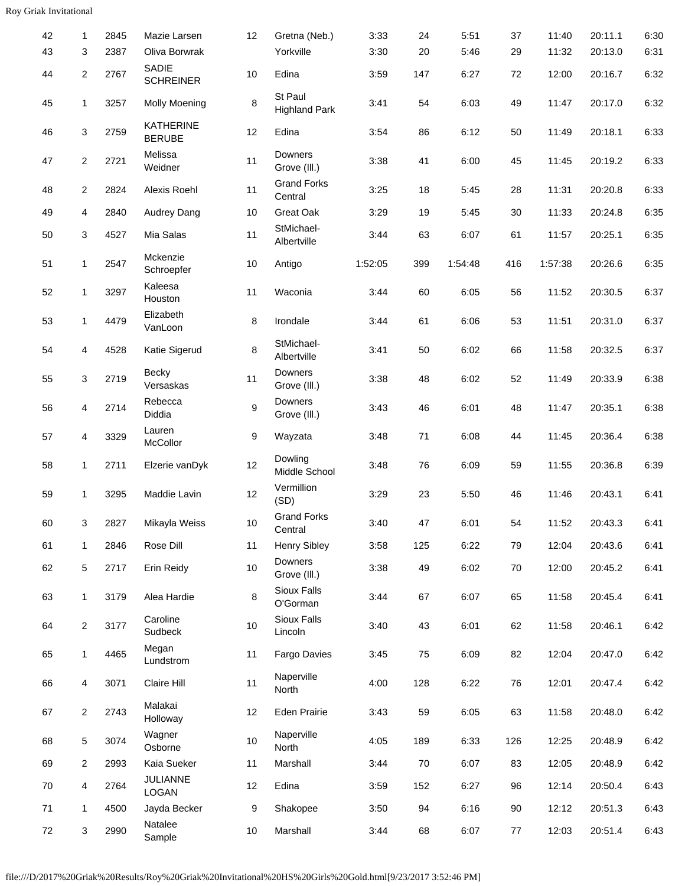| | | | | | | | | | | | | |
|---|---|---|---|---|---|---|---|---|---|---|---|---|
| 42 | 1 | 2845 | Mazie Larsen | 12 | Gretna (Neb.) | 3:33 | 24 | 5:51 | 37 | 11:40 | 20:11.1 | 6:30 |
| 43 | 3 | 2387 | Oliva Borwrak | | Yorkville | 3:30 | 20 | 5:46 | 29 | 11:32 | 20:13.0 | 6:31 |
| 44 | 2 | 2767 | SADIE SCHREINER | 10 | Edina | 3:59 | 147 | 6:27 | 72 | 12:00 | 20:16.7 | 6:32 |
| 45 | 1 | 3257 | Molly Moening | 8 | St Paul Highland Park | 3:41 | 54 | 6:03 | 49 | 11:47 | 20:17.0 | 6:32 |
| 46 | 3 | 2759 | KATHERINE BERUBE | 12 | Edina | 3:54 | 86 | 6:12 | 50 | 11:49 | 20:18.1 | 6:33 |
| 47 | 2 | 2721 | Melissa Weidner | 11 | Downers Grove (Ill.) | 3:38 | 41 | 6:00 | 45 | 11:45 | 20:19.2 | 6:33 |
| 48 | 2 | 2824 | Alexis Roehl | 11 | Grand Forks Central | 3:25 | 18 | 5:45 | 28 | 11:31 | 20:20.8 | 6:33 |
| 49 | 4 | 2840 | Audrey Dang | 10 | Great Oak | 3:29 | 19 | 5:45 | 30 | 11:33 | 20:24.8 | 6:35 |
| 50 | 3 | 4527 | Mia Salas | 11 | StMichael-Albertville | 3:44 | 63 | 6:07 | 61 | 11:57 | 20:25.1 | 6:35 |
| 51 | 1 | 2547 | Mckenzie Schroepfer | 10 | Antigo | 1:52:05 | 399 | 1:54:48 | 416 | 1:57:38 | 20:26.6 | 6:35 |
| 52 | 1 | 3297 | Kaleesa Houston | 11 | Waconia | 3:44 | 60 | 6:05 | 56 | 11:52 | 20:30.5 | 6:37 |
| 53 | 1 | 4479 | Elizabeth VanLoon | 8 | Irondale | 3:44 | 61 | 6:06 | 53 | 11:51 | 20:31.0 | 6:37 |
| 54 | 4 | 4528 | Katie Sigerud | 8 | StMichael-Albertville | 3:41 | 50 | 6:02 | 66 | 11:58 | 20:32.5 | 6:37 |
| 55 | 3 | 2719 | Becky Versaskas | 11 | Downers Grove (Ill.) | 3:38 | 48 | 6:02 | 52 | 11:49 | 20:33.9 | 6:38 |
| 56 | 4 | 2714 | Rebecca Diddia | 9 | Downers Grove (Ill.) | 3:43 | 46 | 6:01 | 48 | 11:47 | 20:35.1 | 6:38 |
| 57 | 4 | 3329 | Lauren McCollor | 9 | Wayzata | 3:48 | 71 | 6:08 | 44 | 11:45 | 20:36.4 | 6:38 |
| 58 | 1 | 2711 | Elzerie vanDyk | 12 | Dowling Middle School | 3:48 | 76 | 6:09 | 59 | 11:55 | 20:36.8 | 6:39 |
| 59 | 1 | 3295 | Maddie Lavin | 12 | Vermillion (SD) | 3:29 | 23 | 5:50 | 46 | 11:46 | 20:43.1 | 6:41 |
| 60 | 3 | 2827 | Mikayla Weiss | 10 | Grand Forks Central | 3:40 | 47 | 6:01 | 54 | 11:52 | 20:43.3 | 6:41 |
| 61 | 1 | 2846 | Rose Dill | 11 | Henry Sibley | 3:58 | 125 | 6:22 | 79 | 12:04 | 20:43.6 | 6:41 |
| 62 | 5 | 2717 | Erin Reidy | 10 | Downers Grove (Ill.) | 3:38 | 49 | 6:02 | 70 | 12:00 | 20:45.2 | 6:41 |
| 63 | 1 | 3179 | Alea Hardie | 8 | Sioux Falls O'Gorman | 3:44 | 67 | 6:07 | 65 | 11:58 | 20:45.4 | 6:41 |
| 64 | 2 | 3177 | Caroline Sudbeck | 10 | Sioux Falls Lincoln | 3:40 | 43 | 6:01 | 62 | 11:58 | 20:46.1 | 6:42 |
| 65 | 1 | 4465 | Megan Lundstrom | 11 | Fargo Davies | 3:45 | 75 | 6:09 | 82 | 12:04 | 20:47.0 | 6:42 |
| 66 | 4 | 3071 | Claire Hill | 11 | Naperville North | 4:00 | 128 | 6:22 | 76 | 12:01 | 20:47.4 | 6:42 |
| 67 | 2 | 2743 | Malakai Holloway | 12 | Eden Prairie | 3:43 | 59 | 6:05 | 63 | 11:58 | 20:48.0 | 6:42 |
| 68 | 5 | 3074 | Wagner Osborne | 10 | Naperville North | 4:05 | 189 | 6:33 | 126 | 12:25 | 20:48.9 | 6:42 |
| 69 | 2 | 2993 | Kaia Sueker | 11 | Marshall | 3:44 | 70 | 6:07 | 83 | 12:05 | 20:48.9 | 6:42 |
| 70 | 4 | 2764 | JULIANNE LOGAN | 12 | Edina | 3:59 | 152 | 6:27 | 96 | 12:14 | 20:50.4 | 6:43 |
| 71 | 1 | 4500 | Jayda Becker | 9 | Shakopee | 3:50 | 94 | 6:16 | 90 | 12:12 | 20:51.3 | 6:43 |
| 72 | 3 | 2990 | Natalee Sample | 10 | Marshall | 3:44 | 68 | 6:07 | 77 | 12:03 | 20:51.4 | 6:43 |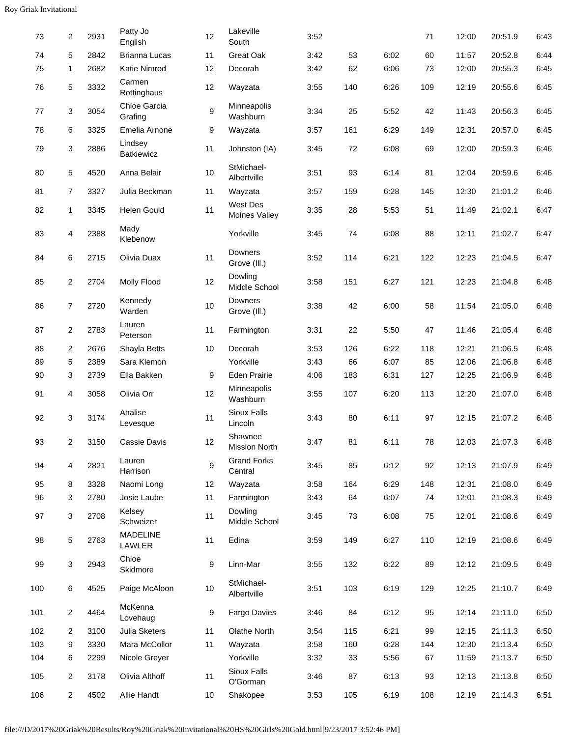| | | | | | | | | | | | | |
|---|---|---|---|---|---|---|---|---|---|---|---|---|
| 73 | 2 | 2931 | Patty Jo English | 12 | Lakeville South | 3:52 | | | 71 | 12:00 | 20:51.9 | 6:43 |
| 74 | 5 | 2842 | Brianna Lucas | 11 | Great Oak | 3:42 | 53 | 6:02 | 60 | 11:57 | 20:52.8 | 6:44 |
| 75 | 1 | 2682 | Katie Nimrod | 12 | Decorah | 3:42 | 62 | 6:06 | 73 | 12:00 | 20:55.3 | 6:45 |
| 76 | 5 | 3332 | Carmen Rottinghaus | 12 | Wayzata | 3:55 | 140 | 6:26 | 109 | 12:19 | 20:55.6 | 6:45 |
| 77 | 3 | 3054 | Chloe Garcia Grafing | 9 | Minneapolis Washburn | 3:34 | 25 | 5:52 | 42 | 11:43 | 20:56.3 | 6:45 |
| 78 | 6 | 3325 | Emelia Arnone | 9 | Wayzata | 3:57 | 161 | 6:29 | 149 | 12:31 | 20:57.0 | 6:45 |
| 79 | 3 | 2886 | Lindsey Batkiewicz | 11 | Johnston (IA) | 3:45 | 72 | 6:08 | 69 | 12:00 | 20:59.3 | 6:46 |
| 80 | 5 | 4520 | Anna Belair | 10 | StMichael-Albertville | 3:51 | 93 | 6:14 | 81 | 12:04 | 20:59.6 | 6:46 |
| 81 | 7 | 3327 | Julia Beckman | 11 | Wayzata | 3:57 | 159 | 6:28 | 145 | 12:30 | 21:01.2 | 6:46 |
| 82 | 1 | 3345 | Helen Gould | 11 | West Des Moines Valley | 3:35 | 28 | 5:53 | 51 | 11:49 | 21:02.1 | 6:47 |
| 83 | 4 | 2388 | Mady Klebenow | | Yorkville | 3:45 | 74 | 6:08 | 88 | 12:11 | 21:02.7 | 6:47 |
| 84 | 6 | 2715 | Olivia Duax | 11 | Downers Grove (Ill.) | 3:52 | 114 | 6:21 | 122 | 12:23 | 21:04.5 | 6:47 |
| 85 | 2 | 2704 | Molly Flood | 12 | Dowling Middle School | 3:58 | 151 | 6:27 | 121 | 12:23 | 21:04.8 | 6:48 |
| 86 | 7 | 2720 | Kennedy Warden | 10 | Downers Grove (Ill.) | 3:38 | 42 | 6:00 | 58 | 11:54 | 21:05.0 | 6:48 |
| 87 | 2 | 2783 | Lauren Peterson | 11 | Farmington | 3:31 | 22 | 5:50 | 47 | 11:46 | 21:05.4 | 6:48 |
| 88 | 2 | 2676 | Shayla Betts | 10 | Decorah | 3:53 | 126 | 6:22 | 118 | 12:21 | 21:06.5 | 6:48 |
| 89 | 5 | 2389 | Sara Klemon | | Yorkville | 3:43 | 66 | 6:07 | 85 | 12:06 | 21:06.8 | 6:48 |
| 90 | 3 | 2739 | Ella Bakken | 9 | Eden Prairie | 4:06 | 183 | 6:31 | 127 | 12:25 | 21:06.9 | 6:48 |
| 91 | 4 | 3058 | Olivia Orr | 12 | Minneapolis Washburn | 3:55 | 107 | 6:20 | 113 | 12:20 | 21:07.0 | 6:48 |
| 92 | 3 | 3174 | Analise Levesque | 11 | Sioux Falls Lincoln | 3:43 | 80 | 6:11 | 97 | 12:15 | 21:07.2 | 6:48 |
| 93 | 2 | 3150 | Cassie Davis | 12 | Shawnee Mission North | 3:47 | 81 | 6:11 | 78 | 12:03 | 21:07.3 | 6:48 |
| 94 | 4 | 2821 | Lauren Harrison | 9 | Grand Forks Central | 3:45 | 85 | 6:12 | 92 | 12:13 | 21:07.9 | 6:49 |
| 95 | 8 | 3328 | Naomi Long | 12 | Wayzata | 3:58 | 164 | 6:29 | 148 | 12:31 | 21:08.0 | 6:49 |
| 96 | 3 | 2780 | Josie Laube | 11 | Farmington | 3:43 | 64 | 6:07 | 74 | 12:01 | 21:08.3 | 6:49 |
| 97 | 3 | 2708 | Kelsey Schweizer | 11 | Dowling Middle School | 3:45 | 73 | 6:08 | 75 | 12:01 | 21:08.6 | 6:49 |
| 98 | 5 | 2763 | MADELINE LAWLER | 11 | Edina | 3:59 | 149 | 6:27 | 110 | 12:19 | 21:08.6 | 6:49 |
| 99 | 3 | 2943 | Chloe Skidmore | 9 | Linn-Mar | 3:55 | 132 | 6:22 | 89 | 12:12 | 21:09.5 | 6:49 |
| 100 | 6 | 4525 | Paige McAloon | 10 | StMichael-Albertville | 3:51 | 103 | 6:19 | 129 | 12:25 | 21:10.7 | 6:49 |
| 101 | 2 | 4464 | McKenna Lovehaug | 9 | Fargo Davies | 3:46 | 84 | 6:12 | 95 | 12:14 | 21:11.0 | 6:50 |
| 102 | 2 | 3100 | Julia Sketers | 11 | Olathe North | 3:54 | 115 | 6:21 | 99 | 12:15 | 21:11.3 | 6:50 |
| 103 | 9 | 3330 | Mara McCollor | 11 | Wayzata | 3:58 | 160 | 6:28 | 144 | 12:30 | 21:13.4 | 6:50 |
| 104 | 6 | 2299 | Nicole Greyer | | Yorkville | 3:32 | 33 | 5:56 | 67 | 11:59 | 21:13.7 | 6:50 |
| 105 | 2 | 3178 | Olivia Althoff | 11 | Sioux Falls O'Gorman | 3:46 | 87 | 6:13 | 93 | 12:13 | 21:13.8 | 6:50 |
| 106 | 2 | 4502 | Allie Handt | 10 | Shakopee | 3:53 | 105 | 6:19 | 108 | 12:19 | 21:14.3 | 6:51 |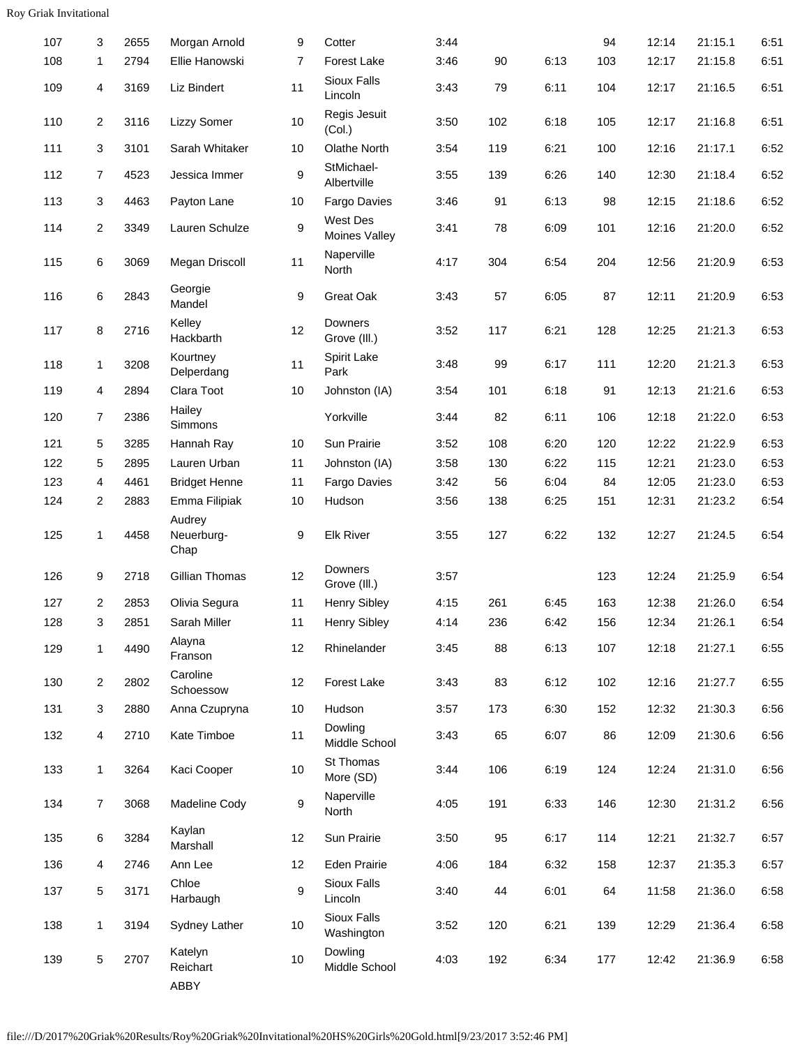| | | | | | | | | | | | | |
|---|---|---|---|---|---|---|---|---|---|---|---|---|
| 107 | 3 | 2655 | Morgan Arnold | 9 | Cotter | 3:44 | | | 94 | 12:14 | 21:15.1 | 6:51 |
| 108 | 1 | 2794 | Ellie Hanowski | 7 | Forest Lake | 3:46 | 90 | 6:13 | 103 | 12:17 | 21:15.8 | 6:51 |
| 109 | 4 | 3169 | Liz Bindert | 11 | Sioux Falls Lincoln | 3:43 | 79 | 6:11 | 104 | 12:17 | 21:16.5 | 6:51 |
| 110 | 2 | 3116 | Lizzy Somer | 10 | Regis Jesuit (Col.) | 3:50 | 102 | 6:18 | 105 | 12:17 | 21:16.8 | 6:51 |
| 111 | 3 | 3101 | Sarah Whitaker | 10 | Olathe North | 3:54 | 119 | 6:21 | 100 | 12:16 | 21:17.1 | 6:52 |
| 112 | 7 | 4523 | Jessica Immer | 9 | StMichael-Albertville | 3:55 | 139 | 6:26 | 140 | 12:30 | 21:18.4 | 6:52 |
| 113 | 3 | 4463 | Payton Lane | 10 | Fargo Davies | 3:46 | 91 | 6:13 | 98 | 12:15 | 21:18.6 | 6:52 |
| 114 | 2 | 3349 | Lauren Schulze | 9 | West Des Moines Valley | 3:41 | 78 | 6:09 | 101 | 12:16 | 21:20.0 | 6:52 |
| 115 | 6 | 3069 | Megan Driscoll | 11 | Naperville North | 4:17 | 304 | 6:54 | 204 | 12:56 | 21:20.9 | 6:53 |
| 116 | 6 | 2843 | Georgie Mandel | 9 | Great Oak | 3:43 | 57 | 6:05 | 87 | 12:11 | 21:20.9 | 6:53 |
| 117 | 8 | 2716 | Kelley Hackbarth | 12 | Downers Grove (Ill.) | 3:52 | 117 | 6:21 | 128 | 12:25 | 21:21.3 | 6:53 |
| 118 | 1 | 3208 | Kourtney Delperdang | 11 | Spirit Lake Park | 3:48 | 99 | 6:17 | 111 | 12:20 | 21:21.3 | 6:53 |
| 119 | 4 | 2894 | Clara Toot | 10 | Johnston (IA) | 3:54 | 101 | 6:18 | 91 | 12:13 | 21:21.6 | 6:53 |
| 120 | 7 | 2386 | Hailey Simmons | | Yorkville | 3:44 | 82 | 6:11 | 106 | 12:18 | 21:22.0 | 6:53 |
| 121 | 5 | 3285 | Hannah Ray | 10 | Sun Prairie | 3:52 | 108 | 6:20 | 120 | 12:22 | 21:22.9 | 6:53 |
| 122 | 5 | 2895 | Lauren Urban | 11 | Johnston (IA) | 3:58 | 130 | 6:22 | 115 | 12:21 | 21:23.0 | 6:53 |
| 123 | 4 | 4461 | Bridget Henne | 11 | Fargo Davies | 3:42 | 56 | 6:04 | 84 | 12:05 | 21:23.0 | 6:53 |
| 124 | 2 | 2883 | Emma Filipiak | 10 | Hudson | 3:56 | 138 | 6:25 | 151 | 12:31 | 21:23.2 | 6:54 |
| 125 | 1 | 4458 | Audrey Neuerburg-Chap | 9 | Elk River | 3:55 | 127 | 6:22 | 132 | 12:27 | 21:24.5 | 6:54 |
| 126 | 9 | 2718 | Gillian Thomas | 12 | Downers Grove (Ill.) | 3:57 | | | 123 | 12:24 | 21:25.9 | 6:54 |
| 127 | 2 | 2853 | Olivia Segura | 11 | Henry Sibley | 4:15 | 261 | 6:45 | 163 | 12:38 | 21:26.0 | 6:54 |
| 128 | 3 | 2851 | Sarah Miller | 11 | Henry Sibley | 4:14 | 236 | 6:42 | 156 | 12:34 | 21:26.1 | 6:54 |
| 129 | 1 | 4490 | Alayna Franson | 12 | Rhinelander | 3:45 | 88 | 6:13 | 107 | 12:18 | 21:27.1 | 6:55 |
| 130 | 2 | 2802 | Caroline Schoessow | 12 | Forest Lake | 3:43 | 83 | 6:12 | 102 | 12:16 | 21:27.7 | 6:55 |
| 131 | 3 | 2880 | Anna Czupryna | 10 | Hudson | 3:57 | 173 | 6:30 | 152 | 12:32 | 21:30.3 | 6:56 |
| 132 | 4 | 2710 | Kate Timboe | 11 | Dowling Middle School | 3:43 | 65 | 6:07 | 86 | 12:09 | 21:30.6 | 6:56 |
| 133 | 1 | 3264 | Kaci Cooper | 10 | St Thomas More (SD) | 3:44 | 106 | 6:19 | 124 | 12:24 | 21:31.0 | 6:56 |
| 134 | 7 | 3068 | Madeline Cody | 9 | Naperville North | 4:05 | 191 | 6:33 | 146 | 12:30 | 21:31.2 | 6:56 |
| 135 | 6 | 3284 | Kaylan Marshall | 12 | Sun Prairie | 3:50 | 95 | 6:17 | 114 | 12:21 | 21:32.7 | 6:57 |
| 136 | 4 | 2746 | Ann Lee | 12 | Eden Prairie | 4:06 | 184 | 6:32 | 158 | 12:37 | 21:35.3 | 6:57 |
| 137 | 5 | 3171 | Chloe Harbaugh | 9 | Sioux Falls Lincoln | 3:40 | 44 | 6:01 | 64 | 11:58 | 21:36.0 | 6:58 |
| 138 | 1 | 3194 | Sydney Lather | 10 | Sioux Falls Washington | 3:52 | 120 | 6:21 | 139 | 12:29 | 21:36.4 | 6:58 |
| 139 | 5 | 2707 | Katelyn Reichart | 10 | Dowling Middle School | 4:03 | 192 | 6:34 | 177 | 12:42 | 21:36.9 | 6:58 |
| | | | ABBY | | | | | | | | | |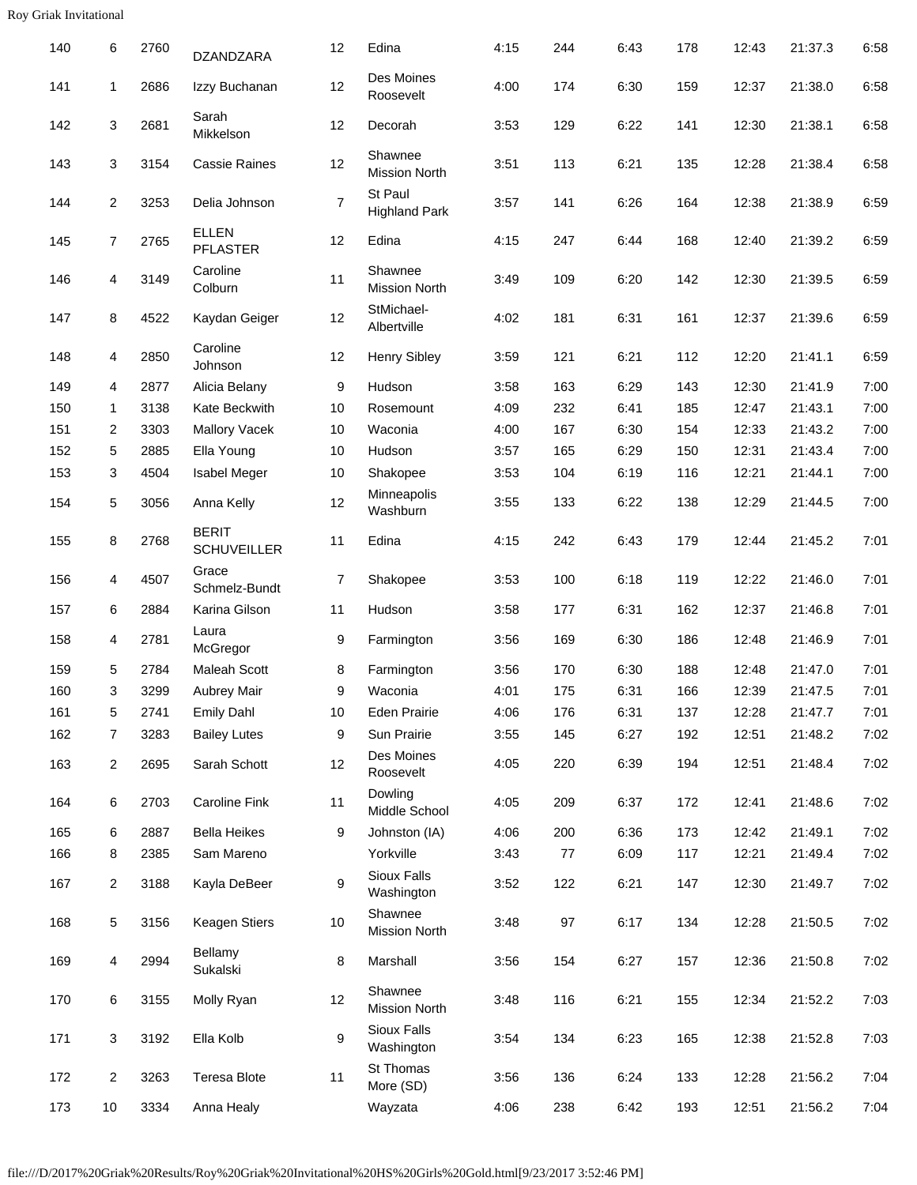| 140 | 6 | 2760 | DZANDZARA | 12 | Edina | 4:15 | 244 | 6:43 | 178 | 12:43 | 21:37.3 | 6:58 |
|---|---|---|---|---|---|---|---|---|---|---|---|---|
| 141 | 1 | 2686 | Izzy Buchanan | 12 | Des Moines Roosevelt | 4:00 | 174 | 6:30 | 159 | 12:37 | 21:38.0 | 6:58 |
| 142 | 3 | 2681 | Sarah Mikkelson | 12 | Decorah | 3:53 | 129 | 6:22 | 141 | 12:30 | 21:38.1 | 6:58 |
| 143 | 3 | 3154 | Cassie Raines | 12 | Shawnee Mission North | 3:51 | 113 | 6:21 | 135 | 12:28 | 21:38.4 | 6:58 |
| 144 | 2 | 3253 | Delia Johnson | 7 | St Paul Highland Park | 3:57 | 141 | 6:26 | 164 | 12:38 | 21:38.9 | 6:59 |
| 145 | 7 | 2765 | ELLEN PFLASTER | 12 | Edina | 4:15 | 247 | 6:44 | 168 | 12:40 | 21:39.2 | 6:59 |
| 146 | 4 | 3149 | Caroline Colburn | 11 | Shawnee Mission North | 3:49 | 109 | 6:20 | 142 | 12:30 | 21:39.5 | 6:59 |
| 147 | 8 | 4522 | Kaydan Geiger | 12 | StMichael-Albertville | 4:02 | 181 | 6:31 | 161 | 12:37 | 21:39.6 | 6:59 |
| 148 | 4 | 2850 | Caroline Johnson | 12 | Henry Sibley | 3:59 | 121 | 6:21 | 112 | 12:20 | 21:41.1 | 6:59 |
| 149 | 4 | 2877 | Alicia Belany | 9 | Hudson | 3:58 | 163 | 6:29 | 143 | 12:30 | 21:41.9 | 7:00 |
| 150 | 1 | 3138 | Kate Beckwith | 10 | Rosemount | 4:09 | 232 | 6:41 | 185 | 12:47 | 21:43.1 | 7:00 |
| 151 | 2 | 3303 | Mallory Vacek | 10 | Waconia | 4:00 | 167 | 6:30 | 154 | 12:33 | 21:43.2 | 7:00 |
| 152 | 5 | 2885 | Ella Young | 10 | Hudson | 3:57 | 165 | 6:29 | 150 | 12:31 | 21:43.4 | 7:00 |
| 153 | 3 | 4504 | Isabel Meger | 10 | Shakopee | 3:53 | 104 | 6:19 | 116 | 12:21 | 21:44.1 | 7:00 |
| 154 | 5 | 3056 | Anna Kelly | 12 | Minneapolis Washburn | 3:55 | 133 | 6:22 | 138 | 12:29 | 21:44.5 | 7:00 |
| 155 | 8 | 2768 | BERIT SCHUVEILLER | 11 | Edina | 4:15 | 242 | 6:43 | 179 | 12:44 | 21:45.2 | 7:01 |
| 156 | 4 | 4507 | Grace Schmelz-Bundt | 7 | Shakopee | 3:53 | 100 | 6:18 | 119 | 12:22 | 21:46.0 | 7:01 |
| 157 | 6 | 2884 | Karina Gilson | 11 | Hudson | 3:58 | 177 | 6:31 | 162 | 12:37 | 21:46.8 | 7:01 |
| 158 | 4 | 2781 | Laura McGregor | 9 | Farmington | 3:56 | 169 | 6:30 | 186 | 12:48 | 21:46.9 | 7:01 |
| 159 | 5 | 2784 | Maleah Scott | 8 | Farmington | 3:56 | 170 | 6:30 | 188 | 12:48 | 21:47.0 | 7:01 |
| 160 | 3 | 3299 | Aubrey Mair | 9 | Waconia | 4:01 | 175 | 6:31 | 166 | 12:39 | 21:47.5 | 7:01 |
| 161 | 5 | 2741 | Emily Dahl | 10 | Eden Prairie | 4:06 | 176 | 6:31 | 137 | 12:28 | 21:47.7 | 7:01 |
| 162 | 7 | 3283 | Bailey Lutes | 9 | Sun Prairie | 3:55 | 145 | 6:27 | 192 | 12:51 | 21:48.2 | 7:02 |
| 163 | 2 | 2695 | Sarah Schott | 12 | Des Moines Roosevelt | 4:05 | 220 | 6:39 | 194 | 12:51 | 21:48.4 | 7:02 |
| 164 | 6 | 2703 | Caroline Fink | 11 | Dowling Middle School | 4:05 | 209 | 6:37 | 172 | 12:41 | 21:48.6 | 7:02 |
| 165 | 6 | 2887 | Bella Heikes | 9 | Johnston (IA) | 4:06 | 200 | 6:36 | 173 | 12:42 | 21:49.1 | 7:02 |
| 166 | 8 | 2385 | Sam Mareno | | Yorkville | 3:43 | 77 | 6:09 | 117 | 12:21 | 21:49.4 | 7:02 |
| 167 | 2 | 3188 | Kayla DeBeer | 9 | Sioux Falls Washington | 3:52 | 122 | 6:21 | 147 | 12:30 | 21:49.7 | 7:02 |
| 168 | 5 | 3156 | Keagen Stiers | 10 | Shawnee Mission North | 3:48 | 97 | 6:17 | 134 | 12:28 | 21:50.5 | 7:02 |
| 169 | 4 | 2994 | Bellamy Sukalski | 8 | Marshall | 3:56 | 154 | 6:27 | 157 | 12:36 | 21:50.8 | 7:02 |
| 170 | 6 | 3155 | Molly Ryan | 12 | Shawnee Mission North | 3:48 | 116 | 6:21 | 155 | 12:34 | 21:52.2 | 7:03 |
| 171 | 3 | 3192 | Ella Kolb | 9 | Sioux Falls Washington | 3:54 | 134 | 6:23 | 165 | 12:38 | 21:52.8 | 7:03 |
| 172 | 2 | 3263 | Teresa Blote | 11 | St Thomas More (SD) | 3:56 | 136 | 6:24 | 133 | 12:28 | 21:56.2 | 7:04 |
| 173 | 10 | 3334 | Anna Healy | | Wayzata | 4:06 | 238 | 6:42 | 193 | 12:51 | 21:56.2 | 7:04 |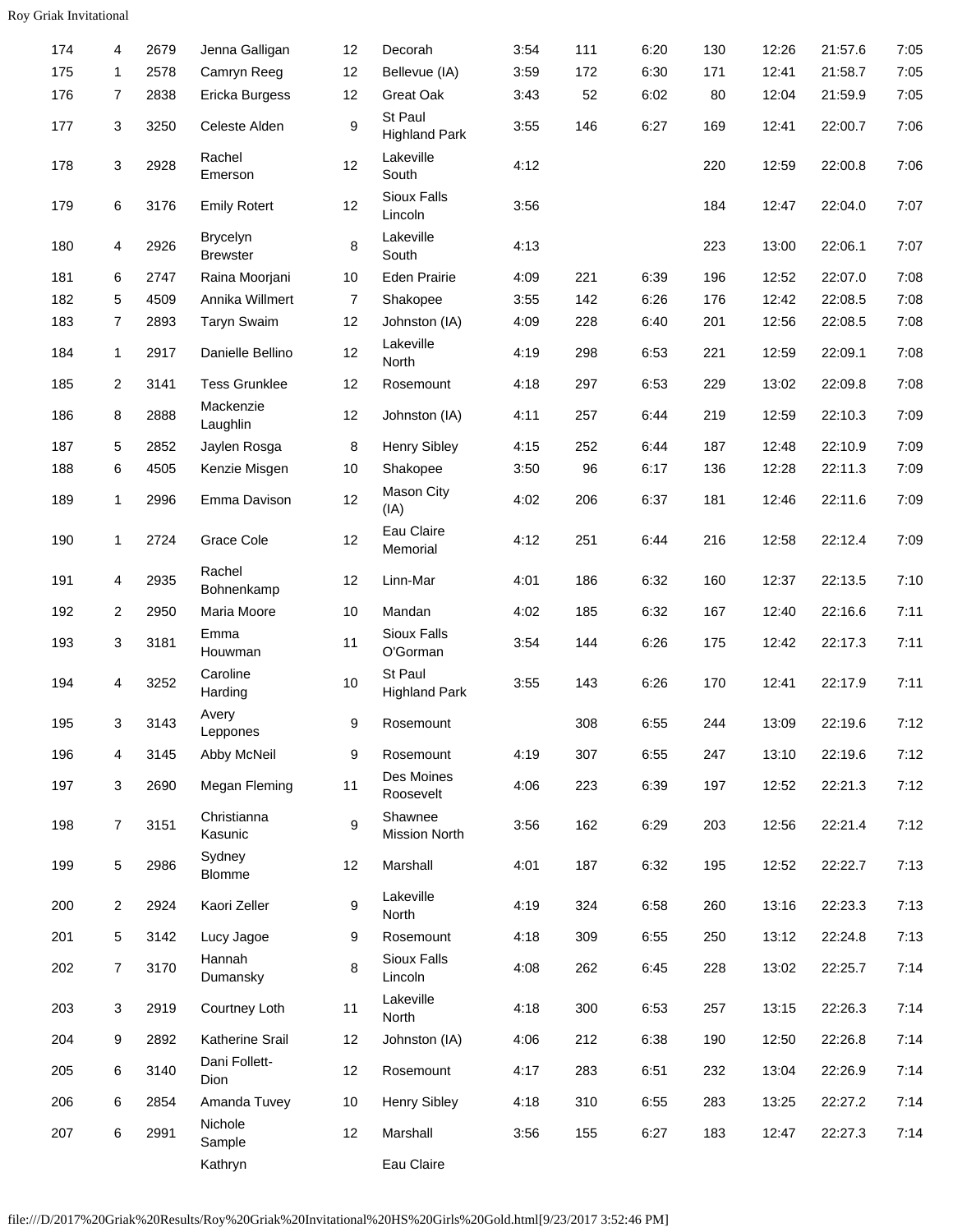| 174 | 4 | 2679 | Jenna Galligan | 12 | Decorah | 3:54 | 111 | 6:20 | 130 | 12:26 | 21:57.6 | 7:05 |
|---|---|---|---|---|---|---|---|---|---|---|---|---|
| 175 | 1 | 2578 | Camryn Reeg | 12 | Bellevue (IA) | 3:59 | 172 | 6:30 | 171 | 12:41 | 21:58.7 | 7:05 |
| 176 | 7 | 2838 | Ericka Burgess | 12 | Great Oak | 3:43 | 52 | 6:02 | 80 | 12:04 | 21:59.9 | 7:05 |
| 177 | 3 | 3250 | Celeste Alden | 9 | St Paul Highland Park | 3:55 | 146 | 6:27 | 169 | 12:41 | 22:00.7 | 7:06 |
| 178 | 3 | 2928 | Rachel Emerson | 12 | Lakeville South | 4:12 | | | 220 | 12:59 | 22:00.8 | 7:06 |
| 179 | 6 | 3176 | Emily Rotert | 12 | Sioux Falls Lincoln | 3:56 | | | 184 | 12:47 | 22:04.0 | 7:07 |
| 180 | 4 | 2926 | Brycelyn Brewster | 8 | Lakeville South | 4:13 | | | 223 | 13:00 | 22:06.1 | 7:07 |
| 181 | 6 | 2747 | Raina Moorjani | 10 | Eden Prairie | 4:09 | 221 | 6:39 | 196 | 12:52 | 22:07.0 | 7:08 |
| 182 | 5 | 4509 | Annika Willmert | 7 | Shakopee | 3:55 | 142 | 6:26 | 176 | 12:42 | 22:08.5 | 7:08 |
| 183 | 7 | 2893 | Taryn Swaim | 12 | Johnston (IA) | 4:09 | 228 | 6:40 | 201 | 12:56 | 22:08.5 | 7:08 |
| 184 | 1 | 2917 | Danielle Bellino | 12 | Lakeville North | 4:19 | 298 | 6:53 | 221 | 12:59 | 22:09.1 | 7:08 |
| 185 | 2 | 3141 | Tess Grunklee | 12 | Rosemount | 4:18 | 297 | 6:53 | 229 | 13:02 | 22:09.8 | 7:08 |
| 186 | 8 | 2888 | Mackenzie Laughlin | 12 | Johnston (IA) | 4:11 | 257 | 6:44 | 219 | 12:59 | 22:10.3 | 7:09 |
| 187 | 5 | 2852 | Jaylen Rosga | 8 | Henry Sibley | 4:15 | 252 | 6:44 | 187 | 12:48 | 22:10.9 | 7:09 |
| 188 | 6 | 4505 | Kenzie Misgen | 10 | Shakopee | 3:50 | 96 | 6:17 | 136 | 12:28 | 22:11.3 | 7:09 |
| 189 | 1 | 2996 | Emma Davison | 12 | Mason City (IA) | 4:02 | 206 | 6:37 | 181 | 12:46 | 22:11.6 | 7:09 |
| 190 | 1 | 2724 | Grace Cole | 12 | Eau Claire Memorial | 4:12 | 251 | 6:44 | 216 | 12:58 | 22:12.4 | 7:09 |
| 191 | 4 | 2935 | Rachel Bohnenkamp | 12 | Linn-Mar | 4:01 | 186 | 6:32 | 160 | 12:37 | 22:13.5 | 7:10 |
| 192 | 2 | 2950 | Maria Moore | 10 | Mandan | 4:02 | 185 | 6:32 | 167 | 12:40 | 22:16.6 | 7:11 |
| 193 | 3 | 3181 | Emma Houwman | 11 | Sioux Falls O'Gorman | 3:54 | 144 | 6:26 | 175 | 12:42 | 22:17.3 | 7:11 |
| 194 | 4 | 3252 | Caroline Harding | 10 | St Paul Highland Park | 3:55 | 143 | 6:26 | 170 | 12:41 | 22:17.9 | 7:11 |
| 195 | 3 | 3143 | Avery Leppones | 9 | Rosemount | | 308 | 6:55 | 244 | 13:09 | 22:19.6 | 7:12 |
| 196 | 4 | 3145 | Abby McNeil | 9 | Rosemount | 4:19 | 307 | 6:55 | 247 | 13:10 | 22:19.6 | 7:12 |
| 197 | 3 | 2690 | Megan Fleming | 11 | Des Moines Roosevelt | 4:06 | 223 | 6:39 | 197 | 12:52 | 22:21.3 | 7:12 |
| 198 | 7 | 3151 | Christianna Kasunic | 9 | Shawnee Mission North | 3:56 | 162 | 6:29 | 203 | 12:56 | 22:21.4 | 7:12 |
| 199 | 5 | 2986 | Sydney Blomme | 12 | Marshall | 4:01 | 187 | 6:32 | 195 | 12:52 | 22:22.7 | 7:13 |
| 200 | 2 | 2924 | Kaori Zeller | 9 | Lakeville North | 4:19 | 324 | 6:58 | 260 | 13:16 | 22:23.3 | 7:13 |
| 201 | 5 | 3142 | Lucy Jagoe | 9 | Rosemount | 4:18 | 309 | 6:55 | 250 | 13:12 | 22:24.8 | 7:13 |
| 202 | 7 | 3170 | Hannah Dumansky | 8 | Sioux Falls Lincoln | 4:08 | 262 | 6:45 | 228 | 13:02 | 22:25.7 | 7:14 |
| 203 | 3 | 2919 | Courtney Loth | 11 | Lakeville North | 4:18 | 300 | 6:53 | 257 | 13:15 | 22:26.3 | 7:14 |
| 204 | 9 | 2892 | Katherine Srail | 12 | Johnston (IA) | 4:06 | 212 | 6:38 | 190 | 12:50 | 22:26.8 | 7:14 |
| 205 | 6 | 3140 | Dani Follett-Dion | 12 | Rosemount | 4:17 | 283 | 6:51 | 232 | 13:04 | 22:26.9 | 7:14 |
| 206 | 6 | 2854 | Amanda Tuvey | 10 | Henry Sibley | 4:18 | 310 | 6:55 | 283 | 13:25 | 22:27.2 | 7:14 |
| 207 | 6 | 2991 | Nichole Sample | 12 | Marshall | 3:56 | 155 | 6:27 | 183 | 12:47 | 22:27.3 | 7:14 |
| | | | Kathryn | | Eau Claire | | | | | | | |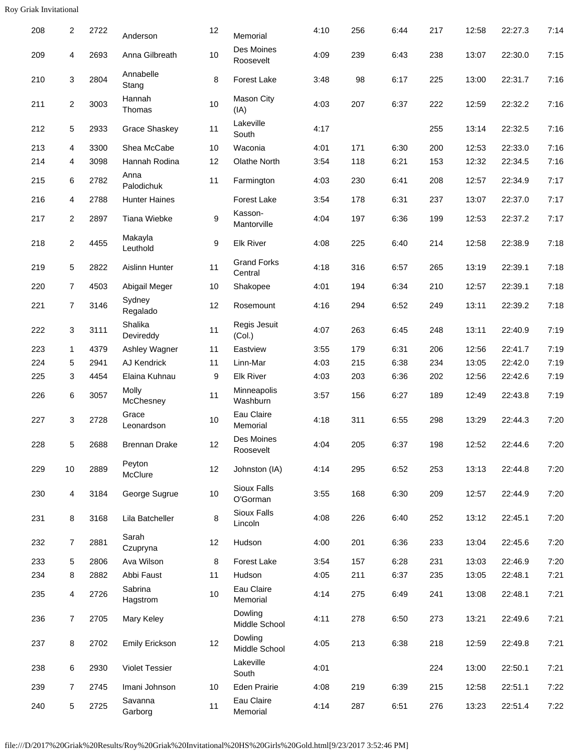| | | | | | | | | | | | | |
|---|---|---|---|---|---|---|---|---|---|---|---|---|
| 208 | 2 | 2722 | Anderson | 12 | Memorial | 4:10 | 256 | 6:44 | 217 | 12:58 | 22:27.3 | 7:14 |
| 209 | 4 | 2693 | Anna Gilbreath | 10 | Des Moines Roosevelt | 4:09 | 239 | 6:43 | 238 | 13:07 | 22:30.0 | 7:15 |
| 210 | 3 | 2804 | Annabelle Stang | 8 | Forest Lake | 3:48 | 98 | 6:17 | 225 | 13:00 | 22:31.7 | 7:16 |
| 211 | 2 | 3003 | Hannah Thomas | 10 | Mason City (IA) | 4:03 | 207 | 6:37 | 222 | 12:59 | 22:32.2 | 7:16 |
| 212 | 5 | 2933 | Grace Shaskey | 11 | Lakeville South | 4:17 | | | 255 | 13:14 | 22:32.5 | 7:16 |
| 213 | 4 | 3300 | Shea McCabe | 10 | Waconia | 4:01 | 171 | 6:30 | 200 | 12:53 | 22:33.0 | 7:16 |
| 214 | 4 | 3098 | Hannah Rodina | 12 | Olathe North | 3:54 | 118 | 6:21 | 153 | 12:32 | 22:34.5 | 7:16 |
| 215 | 6 | 2782 | Anna Palodichuk | 11 | Farmington | 4:03 | 230 | 6:41 | 208 | 12:57 | 22:34.9 | 7:17 |
| 216 | 4 | 2788 | Hunter Haines | | Forest Lake | 3:54 | 178 | 6:31 | 237 | 13:07 | 22:37.0 | 7:17 |
| 217 | 2 | 2897 | Tiana Wiebke | 9 | Kasson-Mantorville | 4:04 | 197 | 6:36 | 199 | 12:53 | 22:37.2 | 7:17 |
| 218 | 2 | 4455 | Makayla Leuthold | 9 | Elk River | 4:08 | 225 | 6:40 | 214 | 12:58 | 22:38.9 | 7:18 |
| 219 | 5 | 2822 | Aislinn Hunter | 11 | Grand Forks Central | 4:18 | 316 | 6:57 | 265 | 13:19 | 22:39.1 | 7:18 |
| 220 | 7 | 4503 | Abigail Meger | 10 | Shakopee | 4:01 | 194 | 6:34 | 210 | 12:57 | 22:39.1 | 7:18 |
| 221 | 7 | 3146 | Sydney Regalado | 12 | Rosemount | 4:16 | 294 | 6:52 | 249 | 13:11 | 22:39.2 | 7:18 |
| 222 | 3 | 3111 | Shalika Devireddy | 11 | Regis Jesuit (Col.) | 4:07 | 263 | 6:45 | 248 | 13:11 | 22:40.9 | 7:19 |
| 223 | 1 | 4379 | Ashley Wagner | 11 | Eastview | 3:55 | 179 | 6:31 | 206 | 12:56 | 22:41.7 | 7:19 |
| 224 | 5 | 2941 | AJ Kendrick | 11 | Linn-Mar | 4:03 | 215 | 6:38 | 234 | 13:05 | 22:42.0 | 7:19 |
| 225 | 3 | 4454 | Elaina Kuhnau | 9 | Elk River | 4:03 | 203 | 6:36 | 202 | 12:56 | 22:42.6 | 7:19 |
| 226 | 6 | 3057 | Molly McChesney | 11 | Minneapolis Washburn | 3:57 | 156 | 6:27 | 189 | 12:49 | 22:43.8 | 7:19 |
| 227 | 3 | 2728 | Grace Leonardson | 10 | Eau Claire Memorial | 4:18 | 311 | 6:55 | 298 | 13:29 | 22:44.3 | 7:20 |
| 228 | 5 | 2688 | Brennan Drake | 12 | Des Moines Roosevelt | 4:04 | 205 | 6:37 | 198 | 12:52 | 22:44.6 | 7:20 |
| 229 | 10 | 2889 | Peyton McClure | 12 | Johnston (IA) | 4:14 | 295 | 6:52 | 253 | 13:13 | 22:44.8 | 7:20 |
| 230 | 4 | 3184 | George Sugrue | 10 | Sioux Falls O'Gorman | 3:55 | 168 | 6:30 | 209 | 12:57 | 22:44.9 | 7:20 |
| 231 | 8 | 3168 | Lila Batcheller | 8 | Sioux Falls Lincoln | 4:08 | 226 | 6:40 | 252 | 13:12 | 22:45.1 | 7:20 |
| 232 | 7 | 2881 | Sarah Czupryna | 12 | Hudson | 4:00 | 201 | 6:36 | 233 | 13:04 | 22:45.6 | 7:20 |
| 233 | 5 | 2806 | Ava Wilson | 8 | Forest Lake | 3:54 | 157 | 6:28 | 231 | 13:03 | 22:46.9 | 7:20 |
| 234 | 8 | 2882 | Abbi Faust | 11 | Hudson | 4:05 | 211 | 6:37 | 235 | 13:05 | 22:48.1 | 7:21 |
| 235 | 4 | 2726 | Sabrina Hagstrom | 10 | Eau Claire Memorial | 4:14 | 275 | 6:49 | 241 | 13:08 | 22:48.1 | 7:21 |
| 236 | 7 | 2705 | Mary Keley | | Dowling Middle School | 4:11 | 278 | 6:50 | 273 | 13:21 | 22:49.6 | 7:21 |
| 237 | 8 | 2702 | Emily Erickson | 12 | Dowling Middle School | 4:05 | 213 | 6:38 | 218 | 12:59 | 22:49.8 | 7:21 |
| 238 | 6 | 2930 | Violet Tessier | | Lakeville South | 4:01 | | | 224 | 13:00 | 22:50.1 | 7:21 |
| 239 | 7 | 2745 | Imani Johnson | 10 | Eden Prairie | 4:08 | 219 | 6:39 | 215 | 12:58 | 22:51.1 | 7:22 |
| 240 | 5 | 2725 | Savanna Garborg | 11 | Eau Claire Memorial | 4:14 | 287 | 6:51 | 276 | 13:23 | 22:51.4 | 7:22 |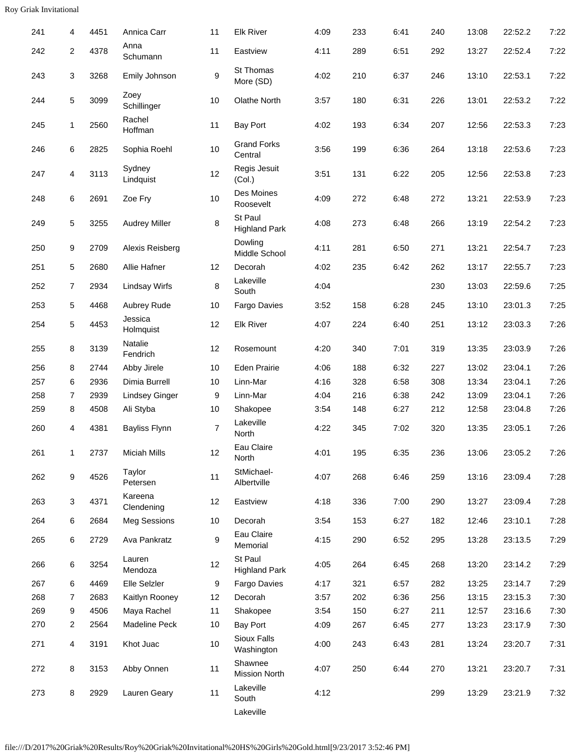| | | | | | | | | | | | | |
|---|---|---|---|---|---|---|---|---|---|---|---|---|
| 241 | 4 | 4451 | Annica Carr | 11 | Elk River | 4:09 | 233 | 6:41 | 240 | 13:08 | 22:52.2 | 7:22 |
| 242 | 2 | 4378 | Anna Schumann | 11 | Eastview | 4:11 | 289 | 6:51 | 292 | 13:27 | 22:52.4 | 7:22 |
| 243 | 3 | 3268 | Emily Johnson | 9 | St Thomas More (SD) | 4:02 | 210 | 6:37 | 246 | 13:10 | 22:53.1 | 7:22 |
| 244 | 5 | 3099 | Zoey Schillinger | 10 | Olathe North | 3:57 | 180 | 6:31 | 226 | 13:01 | 22:53.2 | 7:22 |
| 245 | 1 | 2560 | Rachel Hoffman | 11 | Bay Port | 4:02 | 193 | 6:34 | 207 | 12:56 | 22:53.3 | 7:23 |
| 246 | 6 | 2825 | Sophia Roehl | 10 | Grand Forks Central | 3:56 | 199 | 6:36 | 264 | 13:18 | 22:53.6 | 7:23 |
| 247 | 4 | 3113 | Sydney Lindquist | 12 | Regis Jesuit (Col.) | 3:51 | 131 | 6:22 | 205 | 12:56 | 22:53.8 | 7:23 |
| 248 | 6 | 2691 | Zoe Fry | 10 | Des Moines Roosevelt | 4:09 | 272 | 6:48 | 272 | 13:21 | 22:53.9 | 7:23 |
| 249 | 5 | 3255 | Audrey Miller | 8 | St Paul Highland Park | 4:08 | 273 | 6:48 | 266 | 13:19 | 22:54.2 | 7:23 |
| 250 | 9 | 2709 | Alexis Reisberg | | Dowling Middle School | 4:11 | 281 | 6:50 | 271 | 13:21 | 22:54.7 | 7:23 |
| 251 | 5 | 2680 | Allie Hafner | 12 | Decorah | 4:02 | 235 | 6:42 | 262 | 13:17 | 22:55.7 | 7:23 |
| 252 | 7 | 2934 | Lindsay Wirfs | 8 | Lakeville South | 4:04 | | | 230 | 13:03 | 22:59.6 | 7:25 |
| 253 | 5 | 4468 | Aubrey Rude | 10 | Fargo Davies | 3:52 | 158 | 6:28 | 245 | 13:10 | 23:01.3 | 7:25 |
| 254 | 5 | 4453 | Jessica Holmquist | 12 | Elk River | 4:07 | 224 | 6:40 | 251 | 13:12 | 23:03.3 | 7:26 |
| 255 | 8 | 3139 | Natalie Fendrich | 12 | Rosemount | 4:20 | 340 | 7:01 | 319 | 13:35 | 23:03.9 | 7:26 |
| 256 | 8 | 2744 | Abby Jirele | 10 | Eden Prairie | 4:06 | 188 | 6:32 | 227 | 13:02 | 23:04.1 | 7:26 |
| 257 | 6 | 2936 | Dimia Burrell | 10 | Linn-Mar | 4:16 | 328 | 6:58 | 308 | 13:34 | 23:04.1 | 7:26 |
| 258 | 7 | 2939 | Lindsey Ginger | 9 | Linn-Mar | 4:04 | 216 | 6:38 | 242 | 13:09 | 23:04.1 | 7:26 |
| 259 | 8 | 4508 | Ali Styba | 10 | Shakopee | 3:54 | 148 | 6:27 | 212 | 12:58 | 23:04.8 | 7:26 |
| 260 | 4 | 4381 | Bayliss Flynn | 7 | Lakeville North | 4:22 | 345 | 7:02 | 320 | 13:35 | 23:05.1 | 7:26 |
| 261 | 1 | 2737 | Miciah Mills | 12 | Eau Claire North | 4:01 | 195 | 6:35 | 236 | 13:06 | 23:05.2 | 7:26 |
| 262 | 9 | 4526 | Taylor Petersen | 11 | StMichael-Albertville | 4:07 | 268 | 6:46 | 259 | 13:16 | 23:09.4 | 7:28 |
| 263 | 3 | 4371 | Kareena Clendening | 12 | Eastview | 4:18 | 336 | 7:00 | 290 | 13:27 | 23:09.4 | 7:28 |
| 264 | 6 | 2684 | Meg Sessions | 10 | Decorah | 3:54 | 153 | 6:27 | 182 | 12:46 | 23:10.1 | 7:28 |
| 265 | 6 | 2729 | Ava Pankratz | 9 | Eau Claire Memorial | 4:15 | 290 | 6:52 | 295 | 13:28 | 23:13.5 | 7:29 |
| 266 | 6 | 3254 | Lauren Mendoza | 12 | St Paul Highland Park | 4:05 | 264 | 6:45 | 268 | 13:20 | 23:14.2 | 7:29 |
| 267 | 6 | 4469 | Elle Selzler | 9 | Fargo Davies | 4:17 | 321 | 6:57 | 282 | 13:25 | 23:14.7 | 7:29 |
| 268 | 7 | 2683 | Kaitlyn Rooney | 12 | Decorah | 3:57 | 202 | 6:36 | 256 | 13:15 | 23:15.3 | 7:30 |
| 269 | 9 | 4506 | Maya Rachel | 11 | Shakopee | 3:54 | 150 | 6:27 | 211 | 12:57 | 23:16.6 | 7:30 |
| 270 | 2 | 2564 | Madeline Peck | 10 | Bay Port | 4:09 | 267 | 6:45 | 277 | 13:23 | 23:17.9 | 7:30 |
| 271 | 4 | 3191 | Khot Juac | 10 | Sioux Falls Washington | 4:00 | 243 | 6:43 | 281 | 13:24 | 23:20.7 | 7:31 |
| 272 | 8 | 3153 | Abby Onnen | 11 | Shawnee Mission North | 4:07 | 250 | 6:44 | 270 | 13:21 | 23:20.7 | 7:31 |
| 273 | 8 | 2929 | Lauren Geary | 11 | Lakeville South | 4:12 | | | 299 | 13:29 | 23:21.9 | 7:32 |
| | | | | | Lakeville | | | | | | | |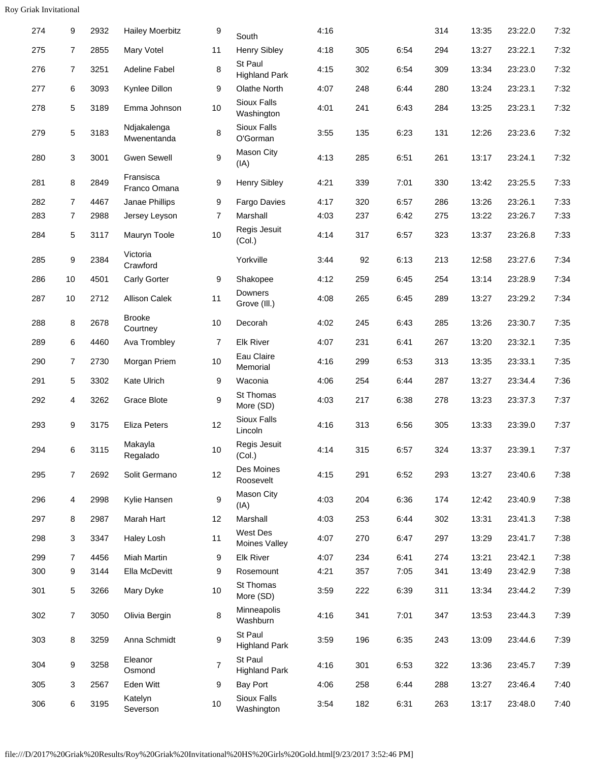| 274 | 9 | 2932 | Hailey Moerbitz | 9 | South | 4:16 | | | 314 | 13:35 | 23:22.0 | 7:32 |
|---|---|---|---|---|---|---|---|---|---|---|---|---|
| 275 | 7 | 2855 | Mary Votel | 11 | Henry Sibley | 4:18 | 305 | 6:54 | 294 | 13:27 | 23:22.1 | 7:32 |
| 276 | 7 | 3251 | Adeline Fabel | 8 | St Paul Highland Park | 4:15 | 302 | 6:54 | 309 | 13:34 | 23:23.0 | 7:32 |
| 277 | 6 | 3093 | Kynlee Dillon | 9 | Olathe North | 4:07 | 248 | 6:44 | 280 | 13:24 | 23:23.1 | 7:32 |
| 278 | 5 | 3189 | Emma Johnson | 10 | Sioux Falls Washington | 4:01 | 241 | 6:43 | 284 | 13:25 | 23:23.1 | 7:32 |
| 279 | 5 | 3183 | Ndjakalenga Mwenentanda | 8 | Sioux Falls O'Gorman | 3:55 | 135 | 6:23 | 131 | 12:26 | 23:23.6 | 7:32 |
| 280 | 3 | 3001 | Gwen Sewell | 9 | Mason City (IA) | 4:13 | 285 | 6:51 | 261 | 13:17 | 23:24.1 | 7:32 |
| 281 | 8 | 2849 | Fransisca Franco Omana | 9 | Henry Sibley | 4:21 | 339 | 7:01 | 330 | 13:42 | 23:25.5 | 7:33 |
| 282 | 7 | 4467 | Janae Phillips | 9 | Fargo Davies | 4:17 | 320 | 6:57 | 286 | 13:26 | 23:26.1 | 7:33 |
| 283 | 7 | 2988 | Jersey Leyson | 7 | Marshall | 4:03 | 237 | 6:42 | 275 | 13:22 | 23:26.7 | 7:33 |
| 284 | 5 | 3117 | Mauryn Toole | 10 | Regis Jesuit (Col.) | 4:14 | 317 | 6:57 | 323 | 13:37 | 23:26.8 | 7:33 |
| 285 | 9 | 2384 | Victoria Crawford | | Yorkville | 3:44 | 92 | 6:13 | 213 | 12:58 | 23:27.6 | 7:34 |
| 286 | 10 | 4501 | Carly Gorter | 9 | Shakopee | 4:12 | 259 | 6:45 | 254 | 13:14 | 23:28.9 | 7:34 |
| 287 | 10 | 2712 | Allison Calek | 11 | Downers Grove (Ill.) | 4:08 | 265 | 6:45 | 289 | 13:27 | 23:29.2 | 7:34 |
| 288 | 8 | 2678 | Brooke Courtney | 10 | Decorah | 4:02 | 245 | 6:43 | 285 | 13:26 | 23:30.7 | 7:35 |
| 289 | 6 | 4460 | Ava Trombley | 7 | Elk River | 4:07 | 231 | 6:41 | 267 | 13:20 | 23:32.1 | 7:35 |
| 290 | 7 | 2730 | Morgan Priem | 10 | Eau Claire Memorial | 4:16 | 299 | 6:53 | 313 | 13:35 | 23:33.1 | 7:35 |
| 291 | 5 | 3302 | Kate Ulrich | 9 | Waconia | 4:06 | 254 | 6:44 | 287 | 13:27 | 23:34.4 | 7:36 |
| 292 | 4 | 3262 | Grace Blote | 9 | St Thomas More (SD) | 4:03 | 217 | 6:38 | 278 | 13:23 | 23:37.3 | 7:37 |
| 293 | 9 | 3175 | Eliza Peters | 12 | Sioux Falls Lincoln | 4:16 | 313 | 6:56 | 305 | 13:33 | 23:39.0 | 7:37 |
| 294 | 6 | 3115 | Makayla Regalado | 10 | Regis Jesuit (Col.) | 4:14 | 315 | 6:57 | 324 | 13:37 | 23:39.1 | 7:37 |
| 295 | 7 | 2692 | Solit Germano | 12 | Des Moines Roosevelt | 4:15 | 291 | 6:52 | 293 | 13:27 | 23:40.6 | 7:38 |
| 296 | 4 | 2998 | Kylie Hansen | 9 | Mason City (IA) | 4:03 | 204 | 6:36 | 174 | 12:42 | 23:40.9 | 7:38 |
| 297 | 8 | 2987 | Marah Hart | 12 | Marshall | 4:03 | 253 | 6:44 | 302 | 13:31 | 23:41.3 | 7:38 |
| 298 | 3 | 3347 | Haley Losh | 11 | West Des Moines Valley | 4:07 | 270 | 6:47 | 297 | 13:29 | 23:41.7 | 7:38 |
| 299 | 7 | 4456 | Miah Martin | 9 | Elk River | 4:07 | 234 | 6:41 | 274 | 13:21 | 23:42.1 | 7:38 |
| 300 | 9 | 3144 | Ella McDevitt | 9 | Rosemount | 4:21 | 357 | 7:05 | 341 | 13:49 | 23:42.9 | 7:38 |
| 301 | 5 | 3266 | Mary Dyke | 10 | St Thomas More (SD) | 3:59 | 222 | 6:39 | 311 | 13:34 | 23:44.2 | 7:39 |
| 302 | 7 | 3050 | Olivia Bergin | 8 | Minneapolis Washburn | 4:16 | 341 | 7:01 | 347 | 13:53 | 23:44.3 | 7:39 |
| 303 | 8 | 3259 | Anna Schmidt | 9 | St Paul Highland Park | 3:59 | 196 | 6:35 | 243 | 13:09 | 23:44.6 | 7:39 |
| 304 | 9 | 3258 | Eleanor Osmond | 7 | St Paul Highland Park | 4:16 | 301 | 6:53 | 322 | 13:36 | 23:45.7 | 7:39 |
| 305 | 3 | 2567 | Eden Witt | 9 | Bay Port | 4:06 | 258 | 6:44 | 288 | 13:27 | 23:46.4 | 7:40 |
| 306 | 6 | 3195 | Katelyn Severson | 10 | Sioux Falls Washington | 3:54 | 182 | 6:31 | 263 | 13:17 | 23:48.0 | 7:40 |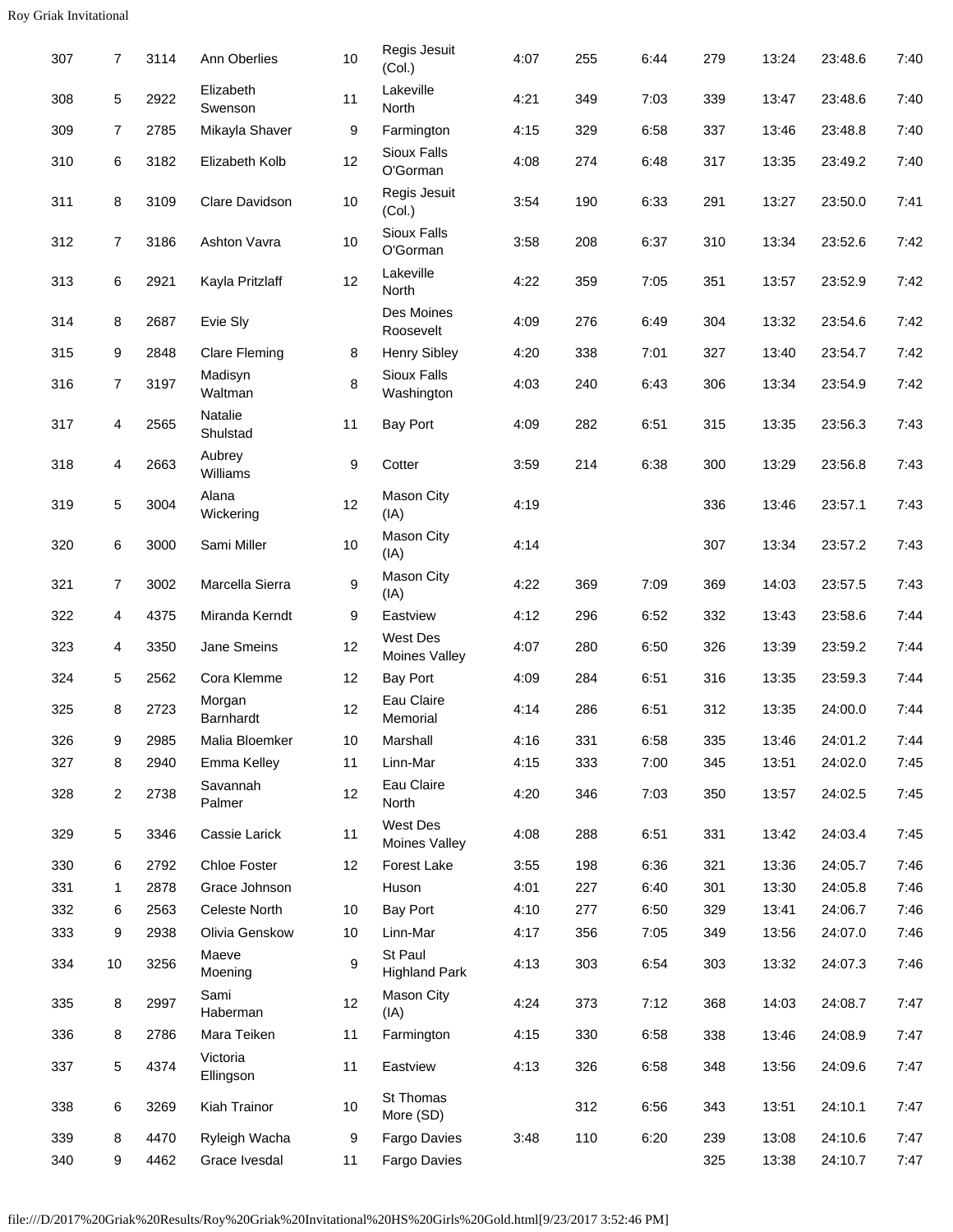| | | | | | | | | | | | | |
|---|---|---|---|---|---|---|---|---|---|---|---|---|
| 307 | 7 | 3114 | Ann Oberlies | 10 | Regis Jesuit (Col.) | 4:07 | 255 | 6:44 | 279 | 13:24 | 23:48.6 | 7:40 |
| 308 | 5 | 2922 | Elizabeth Swenson | 11 | Lakeville North | 4:21 | 349 | 7:03 | 339 | 13:47 | 23:48.6 | 7:40 |
| 309 | 7 | 2785 | Mikayla Shaver | 9 | Farmington | 4:15 | 329 | 6:58 | 337 | 13:46 | 23:48.8 | 7:40 |
| 310 | 6 | 3182 | Elizabeth Kolb | 12 | Sioux Falls O'Gorman | 4:08 | 274 | 6:48 | 317 | 13:35 | 23:49.2 | 7:40 |
| 311 | 8 | 3109 | Clare Davidson | 10 | Regis Jesuit (Col.) | 3:54 | 190 | 6:33 | 291 | 13:27 | 23:50.0 | 7:41 |
| 312 | 7 | 3186 | Ashton Vavra | 10 | Sioux Falls O'Gorman | 3:58 | 208 | 6:37 | 310 | 13:34 | 23:52.6 | 7:42 |
| 313 | 6 | 2921 | Kayla Pritzlaff | 12 | Lakeville North | 4:22 | 359 | 7:05 | 351 | 13:57 | 23:52.9 | 7:42 |
| 314 | 8 | 2687 | Evie Sly | | Des Moines Roosevelt | 4:09 | 276 | 6:49 | 304 | 13:32 | 23:54.6 | 7:42 |
| 315 | 9 | 2848 | Clare Fleming | 8 | Henry Sibley | 4:20 | 338 | 7:01 | 327 | 13:40 | 23:54.7 | 7:42 |
| 316 | 7 | 3197 | Madisyn Waltman | 8 | Sioux Falls Washington | 4:03 | 240 | 6:43 | 306 | 13:34 | 23:54.9 | 7:42 |
| 317 | 4 | 2565 | Natalie Shulstad | 11 | Bay Port | 4:09 | 282 | 6:51 | 315 | 13:35 | 23:56.3 | 7:43 |
| 318 | 4 | 2663 | Aubrey Williams | 9 | Cotter | 3:59 | 214 | 6:38 | 300 | 13:29 | 23:56.8 | 7:43 |
| 319 | 5 | 3004 | Alana Wickering | 12 | Mason City (IA) | 4:19 | | | 336 | 13:46 | 23:57.1 | 7:43 |
| 320 | 6 | 3000 | Sami Miller | 10 | Mason City (IA) | 4:14 | | | 307 | 13:34 | 23:57.2 | 7:43 |
| 321 | 7 | 3002 | Marcella Sierra | 9 | Mason City (IA) | 4:22 | 369 | 7:09 | 369 | 14:03 | 23:57.5 | 7:43 |
| 322 | 4 | 4375 | Miranda Kerndt | 9 | Eastview | 4:12 | 296 | 6:52 | 332 | 13:43 | 23:58.6 | 7:44 |
| 323 | 4 | 3350 | Jane Smeins | 12 | West Des Moines Valley | 4:07 | 280 | 6:50 | 326 | 13:39 | 23:59.2 | 7:44 |
| 324 | 5 | 2562 | Cora Klemme | 12 | Bay Port | 4:09 | 284 | 6:51 | 316 | 13:35 | 23:59.3 | 7:44 |
| 325 | 8 | 2723 | Morgan Barnhardt | 12 | Eau Claire Memorial | 4:14 | 286 | 6:51 | 312 | 13:35 | 24:00.0 | 7:44 |
| 326 | 9 | 2985 | Malia Bloemker | 10 | Marshall | 4:16 | 331 | 6:58 | 335 | 13:46 | 24:01.2 | 7:44 |
| 327 | 8 | 2940 | Emma Kelley | 11 | Linn-Mar | 4:15 | 333 | 7:00 | 345 | 13:51 | 24:02.0 | 7:45 |
| 328 | 2 | 2738 | Savannah Palmer | 12 | Eau Claire North | 4:20 | 346 | 7:03 | 350 | 13:57 | 24:02.5 | 7:45 |
| 329 | 5 | 3346 | Cassie Larick | 11 | West Des Moines Valley | 4:08 | 288 | 6:51 | 331 | 13:42 | 24:03.4 | 7:45 |
| 330 | 6 | 2792 | Chloe Foster | 12 | Forest Lake | 3:55 | 198 | 6:36 | 321 | 13:36 | 24:05.7 | 7:46 |
| 331 | 1 | 2878 | Grace Johnson | | Huson | 4:01 | 227 | 6:40 | 301 | 13:30 | 24:05.8 | 7:46 |
| 332 | 6 | 2563 | Celeste North | 10 | Bay Port | 4:10 | 277 | 6:50 | 329 | 13:41 | 24:06.7 | 7:46 |
| 333 | 9 | 2938 | Olivia Genskow | 10 | Linn-Mar | 4:17 | 356 | 7:05 | 349 | 13:56 | 24:07.0 | 7:46 |
| 334 | 10 | 3256 | Maeve Moening | 9 | St Paul Highland Park | 4:13 | 303 | 6:54 | 303 | 13:32 | 24:07.3 | 7:46 |
| 335 | 8 | 2997 | Sami Haberman | 12 | Mason City (IA) | 4:24 | 373 | 7:12 | 368 | 14:03 | 24:08.7 | 7:47 |
| 336 | 8 | 2786 | Mara Teiken | 11 | Farmington | 4:15 | 330 | 6:58 | 338 | 13:46 | 24:08.9 | 7:47 |
| 337 | 5 | 4374 | Victoria Ellingson | 11 | Eastview | 4:13 | 326 | 6:58 | 348 | 13:56 | 24:09.6 | 7:47 |
| 338 | 6 | 3269 | Kiah Trainor | 10 | St Thomas More (SD) | | 312 | 6:56 | 343 | 13:51 | 24:10.1 | 7:47 |
| 339 | 8 | 4470 | Ryleigh Wacha | 9 | Fargo Davies | 3:48 | 110 | 6:20 | 239 | 13:08 | 24:10.6 | 7:47 |
| 340 | 9 | 4462 | Grace Ivesdal | 11 | Fargo Davies | | | | 325 | 13:38 | 24:10.7 | 7:47 |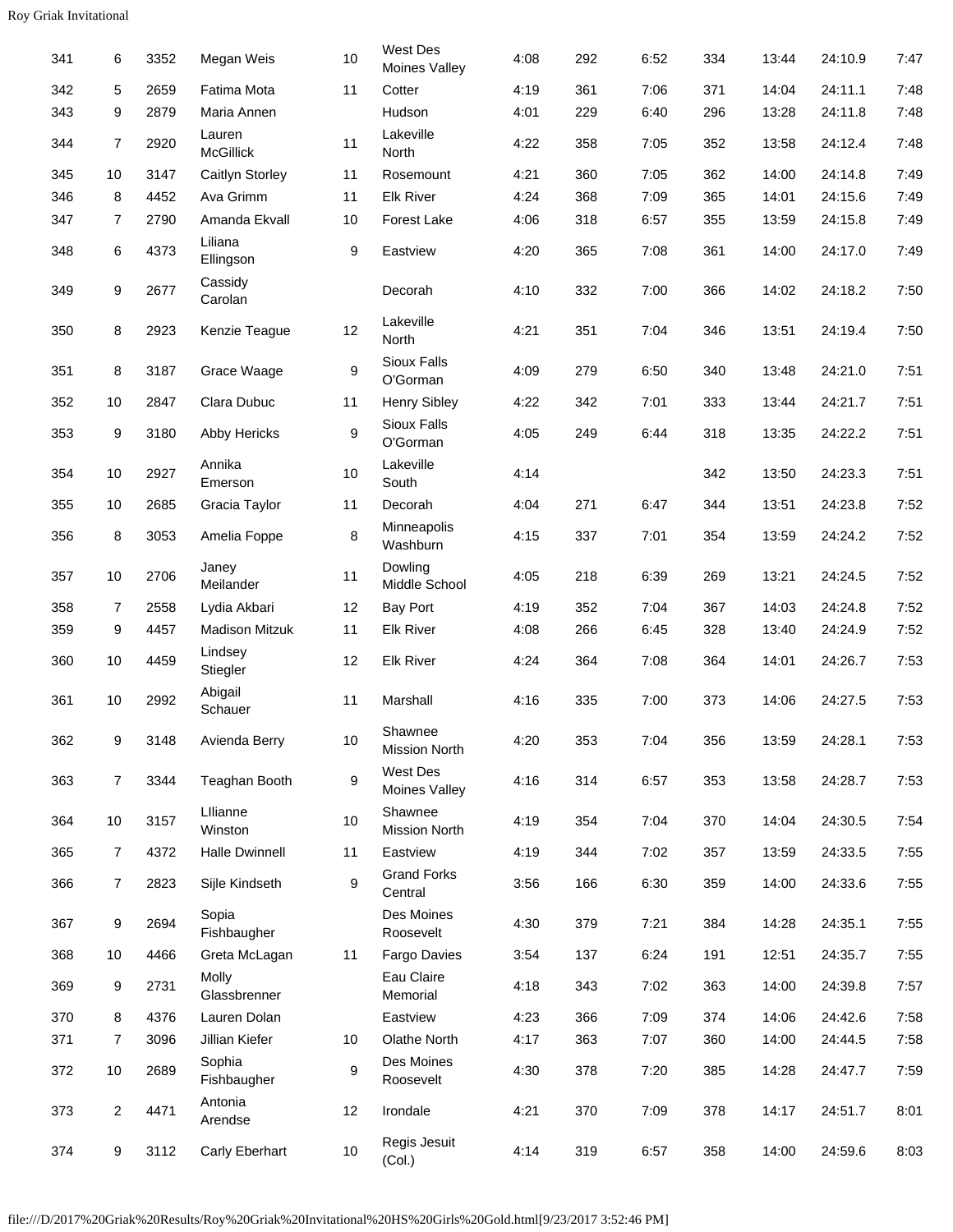| | | | | | | | | | | | | |
|---|---|---|---|---|---|---|---|---|---|---|---|---|
| 341 | 6 | 3352 | Megan Weis | 10 | West Des Moines Valley | 4:08 | 292 | 6:52 | 334 | 13:44 | 24:10.9 | 7:47 |
| 342 | 5 | 2659 | Fatima Mota | 11 | Cotter | 4:19 | 361 | 7:06 | 371 | 14:04 | 24:11.1 | 7:48 |
| 343 | 9 | 2879 | Maria Annen | | Hudson | 4:01 | 229 | 6:40 | 296 | 13:28 | 24:11.8 | 7:48 |
| 344 | 7 | 2920 | Lauren McGillick | 11 | Lakeville North | 4:22 | 358 | 7:05 | 352 | 13:58 | 24:12.4 | 7:48 |
| 345 | 10 | 3147 | Caitlyn Storley | 11 | Rosemount | 4:21 | 360 | 7:05 | 362 | 14:00 | 24:14.8 | 7:49 |
| 346 | 8 | 4452 | Ava Grimm | 11 | Elk River | 4:24 | 368 | 7:09 | 365 | 14:01 | 24:15.6 | 7:49 |
| 347 | 7 | 2790 | Amanda Ekvall | 10 | Forest Lake | 4:06 | 318 | 6:57 | 355 | 13:59 | 24:15.8 | 7:49 |
| 348 | 6 | 4373 | Liliana Ellingson | 9 | Eastview | 4:20 | 365 | 7:08 | 361 | 14:00 | 24:17.0 | 7:49 |
| 349 | 9 | 2677 | Cassidy Carolan | | Decorah | 4:10 | 332 | 7:00 | 366 | 14:02 | 24:18.2 | 7:50 |
| 350 | 8 | 2923 | Kenzie Teague | 12 | Lakeville North | 4:21 | 351 | 7:04 | 346 | 13:51 | 24:19.4 | 7:50 |
| 351 | 8 | 3187 | Grace Waage | 9 | Sioux Falls O'Gorman | 4:09 | 279 | 6:50 | 340 | 13:48 | 24:21.0 | 7:51 |
| 352 | 10 | 2847 | Clara Dubuc | 11 | Henry Sibley | 4:22 | 342 | 7:01 | 333 | 13:44 | 24:21.7 | 7:51 |
| 353 | 9 | 3180 | Abby Hericks | 9 | Sioux Falls O'Gorman | 4:05 | 249 | 6:44 | 318 | 13:35 | 24:22.2 | 7:51 |
| 354 | 10 | 2927 | Annika Emerson | 10 | Lakeville South | 4:14 | | | 342 | 13:50 | 24:23.3 | 7:51 |
| 355 | 10 | 2685 | Gracia Taylor | 11 | Decorah | 4:04 | 271 | 6:47 | 344 | 13:51 | 24:23.8 | 7:52 |
| 356 | 8 | 3053 | Amelia Foppe | 8 | Minneapolis Washburn | 4:15 | 337 | 7:01 | 354 | 13:59 | 24:24.2 | 7:52 |
| 357 | 10 | 2706 | Janey Meilander | 11 | Dowling Middle School | 4:05 | 218 | 6:39 | 269 | 13:21 | 24:24.5 | 7:52 |
| 358 | 7 | 2558 | Lydia Akbari | 12 | Bay Port | 4:19 | 352 | 7:04 | 367 | 14:03 | 24:24.8 | 7:52 |
| 359 | 9 | 4457 | Madison Mitzuk | 11 | Elk River | 4:08 | 266 | 6:45 | 328 | 13:40 | 24:24.9 | 7:52 |
| 360 | 10 | 4459 | Lindsey Stiegler | 12 | Elk River | 4:24 | 364 | 7:08 | 364 | 14:01 | 24:26.7 | 7:53 |
| 361 | 10 | 2992 | Abigail Schauer | 11 | Marshall | 4:16 | 335 | 7:00 | 373 | 14:06 | 24:27.5 | 7:53 |
| 362 | 9 | 3148 | Avienda Berry | 10 | Shawnee Mission North | 4:20 | 353 | 7:04 | 356 | 13:59 | 24:28.1 | 7:53 |
| 363 | 7 | 3344 | Teaghan Booth | 9 | West Des Moines Valley | 4:16 | 314 | 6:57 | 353 | 13:58 | 24:28.7 | 7:53 |
| 364 | 10 | 3157 | LIlianne Winston | 10 | Shawnee Mission North | 4:19 | 354 | 7:04 | 370 | 14:04 | 24:30.5 | 7:54 |
| 365 | 7 | 4372 | Halle Dwinnell | 11 | Eastview | 4:19 | 344 | 7:02 | 357 | 13:59 | 24:33.5 | 7:55 |
| 366 | 7 | 2823 | Sijle Kindseth | 9 | Grand Forks Central | 3:56 | 166 | 6:30 | 359 | 14:00 | 24:33.6 | 7:55 |
| 367 | 9 | 2694 | Sopia Fishbaugher | | Des Moines Roosevelt | 4:30 | 379 | 7:21 | 384 | 14:28 | 24:35.1 | 7:55 |
| 368 | 10 | 4466 | Greta McLagan | 11 | Fargo Davies | 3:54 | 137 | 6:24 | 191 | 12:51 | 24:35.7 | 7:55 |
| 369 | 9 | 2731 | Molly Glassbrenner | | Eau Claire Memorial | 4:18 | 343 | 7:02 | 363 | 14:00 | 24:39.8 | 7:57 |
| 370 | 8 | 4376 | Lauren Dolan | | Eastview | 4:23 | 366 | 7:09 | 374 | 14:06 | 24:42.6 | 7:58 |
| 371 | 7 | 3096 | Jillian Kiefer | 10 | Olathe North | 4:17 | 363 | 7:07 | 360 | 14:00 | 24:44.5 | 7:58 |
| 372 | 10 | 2689 | Sophia Fishbaugher | 9 | Des Moines Roosevelt | 4:30 | 378 | 7:20 | 385 | 14:28 | 24:47.7 | 7:59 |
| 373 | 2 | 4471 | Antonia Arendse | 12 | Irondale | 4:21 | 370 | 7:09 | 378 | 14:17 | 24:51.7 | 8:01 |
| 374 | 9 | 3112 | Carly Eberhart | 10 | Regis Jesuit (Col.) | 4:14 | 319 | 6:57 | 358 | 14:00 | 24:59.6 | 8:03 |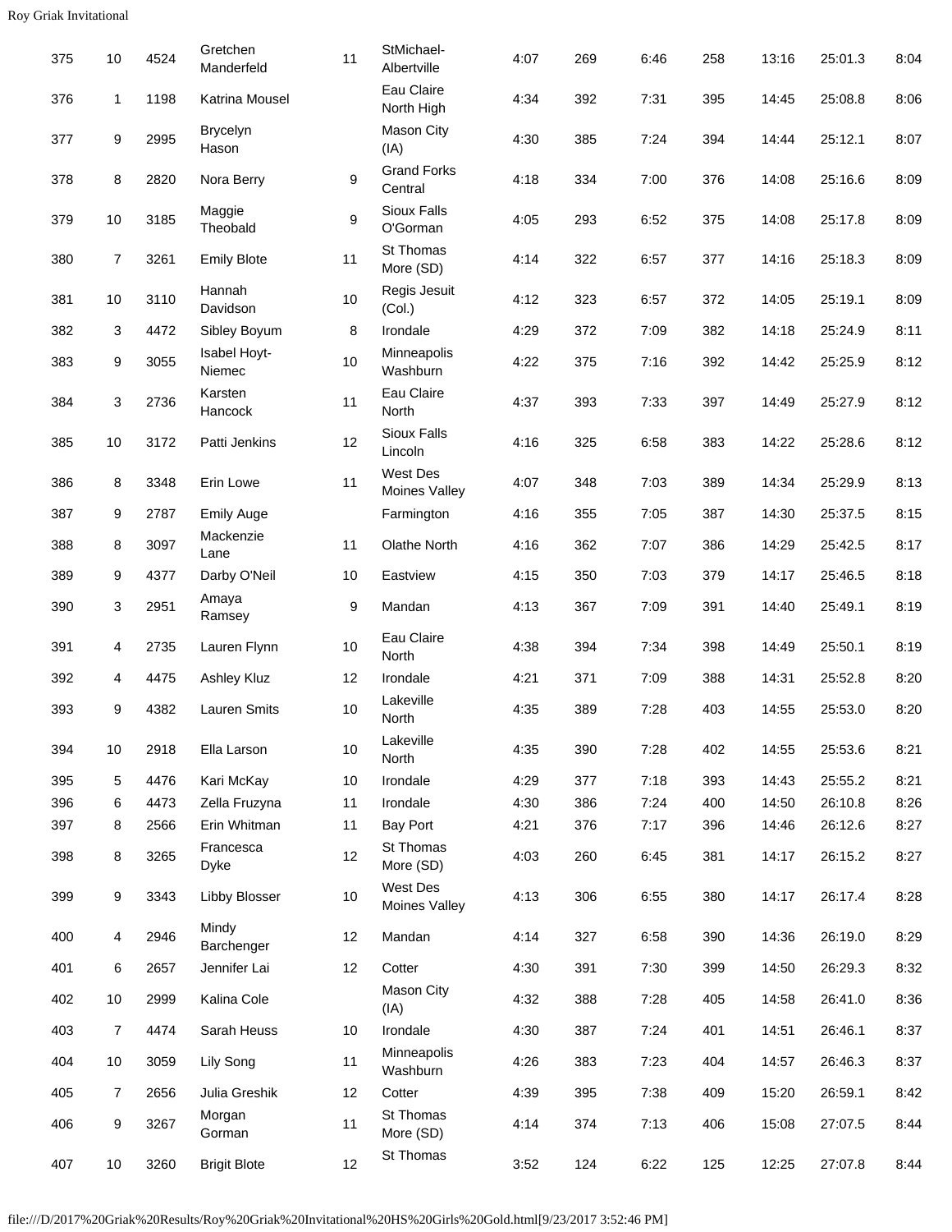| 375 | 10 | 4524 | Gretchen Manderfeld | 11 | StMichael-Albertville | 4:07 | 269 | 6:46 | 258 | 13:16 | 25:01.3 | 8:04 |
|---|---|---|---|---|---|---|---|---|---|---|---|---|
| 376 | 1 | 1198 | Katrina Mousel | | Eau Claire North High | 4:34 | 392 | 7:31 | 395 | 14:45 | 25:08.8 | 8:06 |
| 377 | 9 | 2995 | Brycelyn Hason | | Mason City (IA) | 4:30 | 385 | 7:24 | 394 | 14:44 | 25:12.1 | 8:07 |
| 378 | 8 | 2820 | Nora Berry | 9 | Grand Forks Central | 4:18 | 334 | 7:00 | 376 | 14:08 | 25:16.6 | 8:09 |
| 379 | 10 | 3185 | Maggie Theobald | 9 | Sioux Falls O'Gorman | 4:05 | 293 | 6:52 | 375 | 14:08 | 25:17.8 | 8:09 |
| 380 | 7 | 3261 | Emily Blote | 11 | St Thomas More (SD) | 4:14 | 322 | 6:57 | 377 | 14:16 | 25:18.3 | 8:09 |
| 381 | 10 | 3110 | Hannah Davidson | 10 | Regis Jesuit (Col.) | 4:12 | 323 | 6:57 | 372 | 14:05 | 25:19.1 | 8:09 |
| 382 | 3 | 4472 | Sibley Boyum | 8 | Irondale | 4:29 | 372 | 7:09 | 382 | 14:18 | 25:24.9 | 8:11 |
| 383 | 9 | 3055 | Isabel Hoyt-Niemec | 10 | Minneapolis Washburn | 4:22 | 375 | 7:16 | 392 | 14:42 | 25:25.9 | 8:12 |
| 384 | 3 | 2736 | Karsten Hancock | 11 | Eau Claire North | 4:37 | 393 | 7:33 | 397 | 14:49 | 25:27.9 | 8:12 |
| 385 | 10 | 3172 | Patti Jenkins | 12 | Sioux Falls Lincoln | 4:16 | 325 | 6:58 | 383 | 14:22 | 25:28.6 | 8:12 |
| 386 | 8 | 3348 | Erin Lowe | 11 | West Des Moines Valley | 4:07 | 348 | 7:03 | 389 | 14:34 | 25:29.9 | 8:13 |
| 387 | 9 | 2787 | Emily Auge | | Farmington | 4:16 | 355 | 7:05 | 387 | 14:30 | 25:37.5 | 8:15 |
| 388 | 8 | 3097 | Mackenzie Lane | 11 | Olathe North | 4:16 | 362 | 7:07 | 386 | 14:29 | 25:42.5 | 8:17 |
| 389 | 9 | 4377 | Darby O'Neil | 10 | Eastview | 4:15 | 350 | 7:03 | 379 | 14:17 | 25:46.5 | 8:18 |
| 390 | 3 | 2951 | Amaya Ramsey | 9 | Mandan | 4:13 | 367 | 7:09 | 391 | 14:40 | 25:49.1 | 8:19 |
| 391 | 4 | 2735 | Lauren Flynn | 10 | Eau Claire North | 4:38 | 394 | 7:34 | 398 | 14:49 | 25:50.1 | 8:19 |
| 392 | 4 | 4475 | Ashley Kluz | 12 | Irondale | 4:21 | 371 | 7:09 | 388 | 14:31 | 25:52.8 | 8:20 |
| 393 | 9 | 4382 | Lauren Smits | 10 | Lakeville North | 4:35 | 389 | 7:28 | 403 | 14:55 | 25:53.0 | 8:20 |
| 394 | 10 | 2918 | Ella Larson | 10 | Lakeville North | 4:35 | 390 | 7:28 | 402 | 14:55 | 25:53.6 | 8:21 |
| 395 | 5 | 4476 | Kari McKay | 10 | Irondale | 4:29 | 377 | 7:18 | 393 | 14:43 | 25:55.2 | 8:21 |
| 396 | 6 | 4473 | Zella Fruzyna | 11 | Irondale | 4:30 | 386 | 7:24 | 400 | 14:50 | 26:10.8 | 8:26 |
| 397 | 8 | 2566 | Erin Whitman | 11 | Bay Port | 4:21 | 376 | 7:17 | 396 | 14:46 | 26:12.6 | 8:27 |
| 398 | 8 | 3265 | Francesca Dyke | 12 | St Thomas More (SD) | 4:03 | 260 | 6:45 | 381 | 14:17 | 26:15.2 | 8:27 |
| 399 | 9 | 3343 | Libby Blosser | 10 | West Des Moines Valley | 4:13 | 306 | 6:55 | 380 | 14:17 | 26:17.4 | 8:28 |
| 400 | 4 | 2946 | Mindy Barchenger | 12 | Mandan | 4:14 | 327 | 6:58 | 390 | 14:36 | 26:19.0 | 8:29 |
| 401 | 6 | 2657 | Jennifer Lai | 12 | Cotter | 4:30 | 391 | 7:30 | 399 | 14:50 | 26:29.3 | 8:32 |
| 402 | 10 | 2999 | Kalina Cole | | Mason City (IA) | 4:32 | 388 | 7:28 | 405 | 14:58 | 26:41.0 | 8:36 |
| 403 | 7 | 4474 | Sarah Heuss | 10 | Irondale | 4:30 | 387 | 7:24 | 401 | 14:51 | 26:46.1 | 8:37 |
| 404 | 10 | 3059 | Lily Song | 11 | Minneapolis Washburn | 4:26 | 383 | 7:23 | 404 | 14:57 | 26:46.3 | 8:37 |
| 405 | 7 | 2656 | Julia Greshik | 12 | Cotter | 4:39 | 395 | 7:38 | 409 | 15:20 | 26:59.1 | 8:42 |
| 406 | 9 | 3267 | Morgan Gorman | 11 | St Thomas More (SD) | 4:14 | 374 | 7:13 | 406 | 15:08 | 27:07.5 | 8:44 |
| 407 | 10 | 3260 | Brigit Blote | 12 | St Thomas | 3:52 | 124 | 6:22 | 125 | 12:25 | 27:07.8 | 8:44 |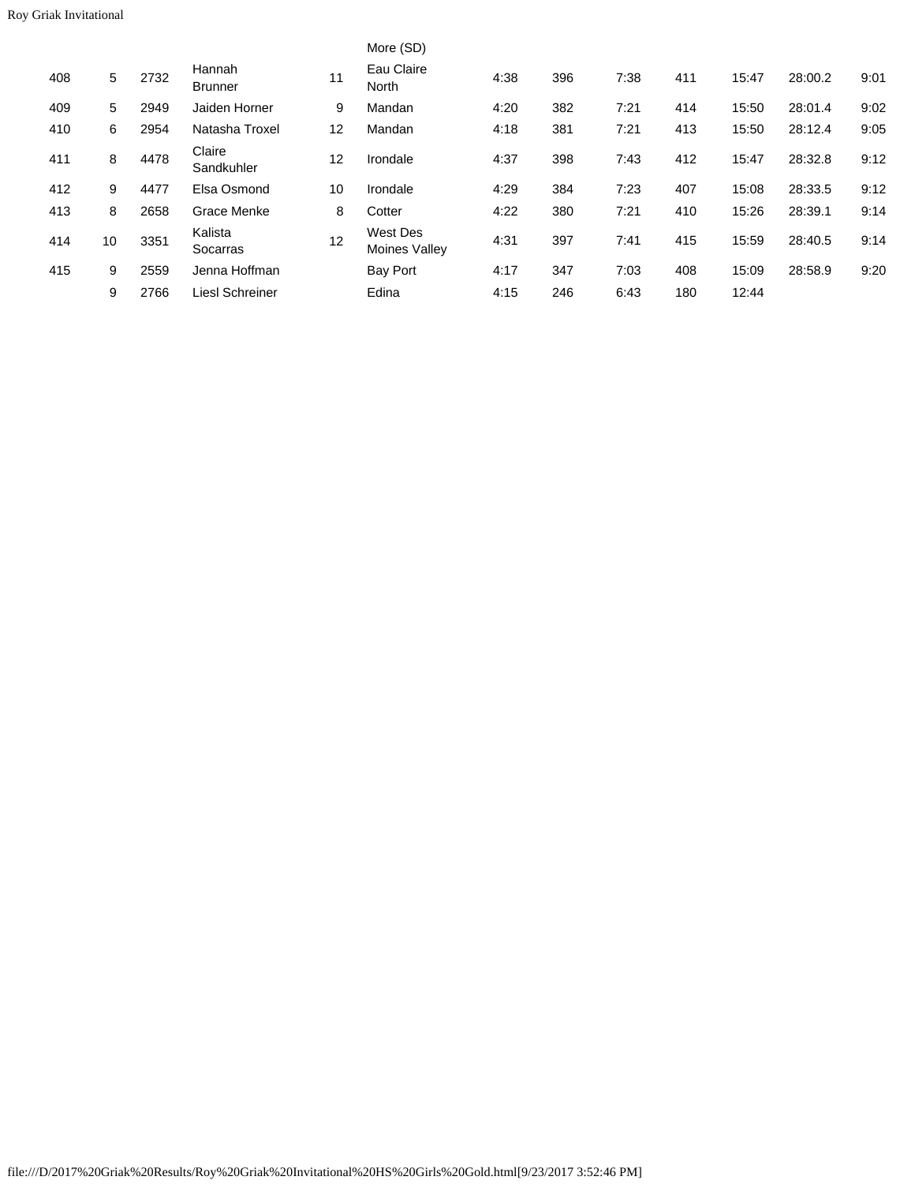| | | | | | | | | | | | | |
|---|---|---|---|---|---|---|---|---|---|---|---|---|
| | | | | | More (SD) | | | | | | | |
| 408 | 5 | 2732 | Hannah Brunner | 11 | Eau Claire North | 4:38 | 396 | 7:38 | 411 | 15:47 | 28:00.2 | 9:01 |
| 409 | 5 | 2949 | Jaiden Horner | 9 | Mandan | 4:20 | 382 | 7:21 | 414 | 15:50 | 28:01.4 | 9:02 |
| 410 | 6 | 2954 | Natasha Troxel | 12 | Mandan | 4:18 | 381 | 7:21 | 413 | 15:50 | 28:12.4 | 9:05 |
| 411 | 8 | 4478 | Claire Sandkuhler | 12 | Irondale | 4:37 | 398 | 7:43 | 412 | 15:47 | 28:32.8 | 9:12 |
| 412 | 9 | 4477 | Elsa Osmond | 10 | Irondale | 4:29 | 384 | 7:23 | 407 | 15:08 | 28:33.5 | 9:12 |
| 413 | 8 | 2658 | Grace Menke | 8 | Cotter | 4:22 | 380 | 7:21 | 410 | 15:26 | 28:39.1 | 9:14 |
| 414 | 10 | 3351 | Kalista Socarras | 12 | West Des Moines Valley | 4:31 | 397 | 7:41 | 415 | 15:59 | 28:40.5 | 9:14 |
| 415 | 9 | 2559 | Jenna Hoffman | | Bay Port | 4:17 | 347 | 7:03 | 408 | 15:09 | 28:58.9 | 9:20 |
| | 9 | 2766 | Liesl Schreiner | | Edina | 4:15 | 246 | 6:43 | 180 | 12:44 | | |